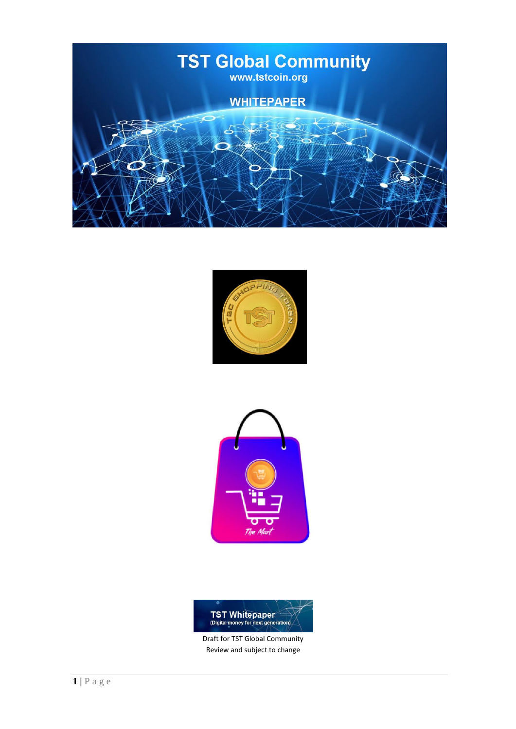# TST Global Community

www.tstcoin.org

WHITEPAPER

TST Whitepaper
(Digital money for next generation)

Draft for TST Global Community
Review and subject to change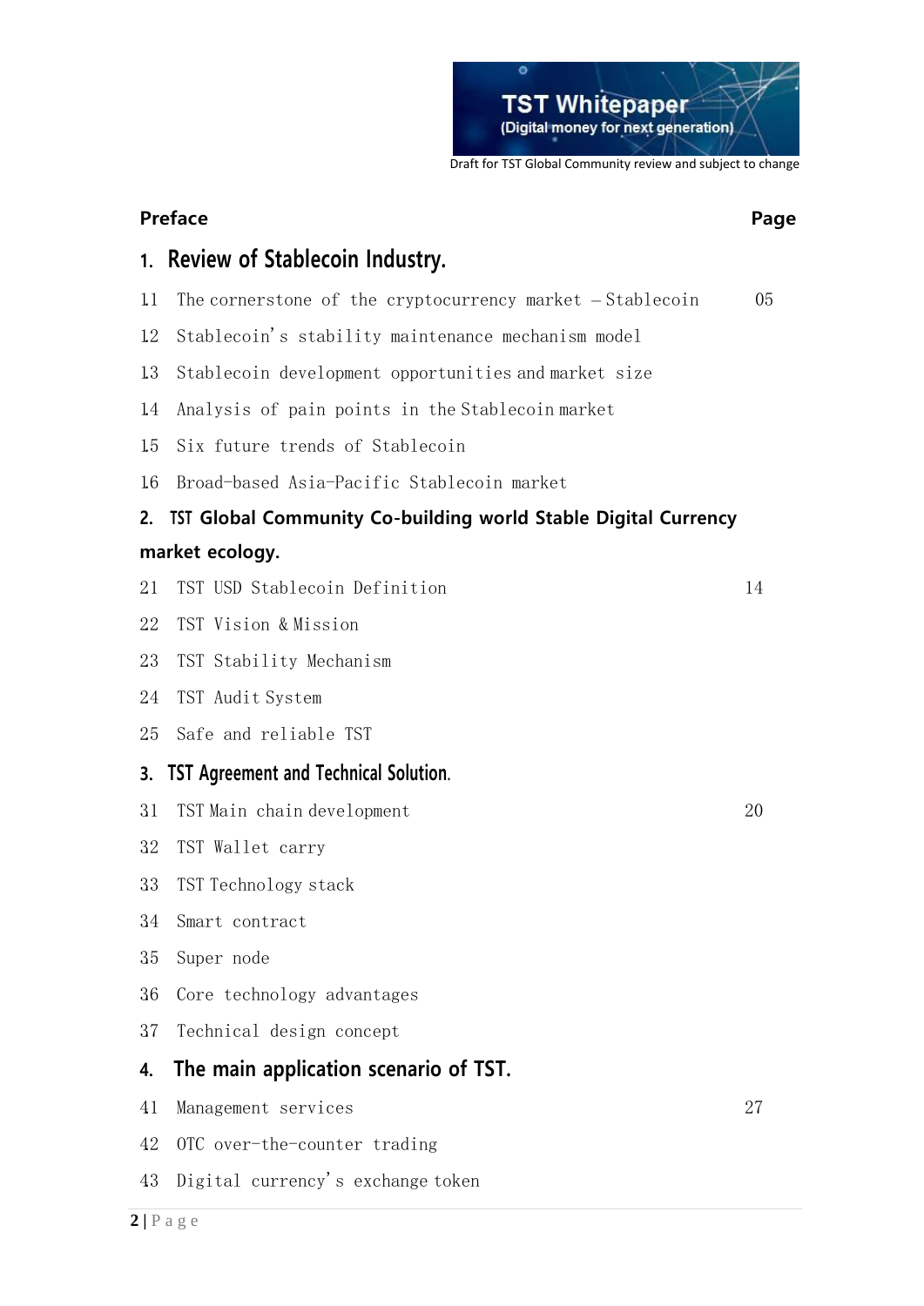Draft for TST Global Community review and subject to change

**Preface** **Page**

## 1. Review of Stablecoin Industry.

| | | |
|---|---|---|
| 1.1 | The cornerstone of the cryptocurrency market – Stablecoin | 05 |
| 1.2 | Stablecoin's stability maintenance mechanism model | |
| 1.3 | Stablecoin development opportunities and market size | |
| 1.4 | Analysis of pain points in the Stablecoin market | |
| 1.5 | Six future trends of Stablecoin | |
| 1.6 | Broad-based Asia-Pacific Stablecoin market | |

## 2. TST Global Community Co-building world Stable Digital Currency market ecology.

| | | |
|---|---|---|
| 2.1 | TST USD Stablecoin Definition | 14 |
| 2.2 | TST Vision & Mission | |
| 2.3 | TST Stability Mechanism | |
| 2.4 | TST Audit System | |
| 2.5 | Safe and reliable TST | |

## 3. TST Agreement and Technical Solution.

| | | |
|---|---|---|
| 3.1 | TST Main chain development | 20 |
| 3.2 | TST Wallet carry | |
| 3.3 | TST Technology stack | |
| 3.4 | Smart contract | |
| 3.5 | Super node | |
| 3.6 | Core technology advantages | |
| 3.7 | Technical design concept | |

## 4. The main application scenario of TST.

| | | |
|---|---|---|
| 4.1 | Management services | 27 |
| 4.2 | OTC over-the-counter trading | |
| 4.3 | Digital currency's exchange token | |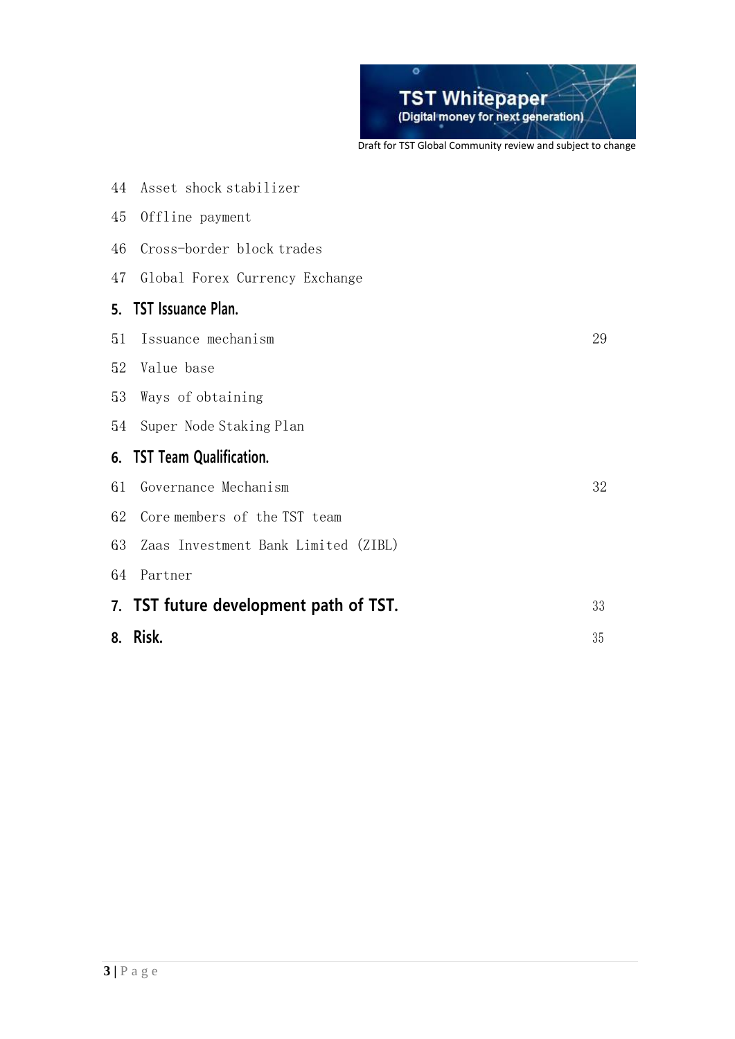44 Asset shock stabilizer

45 Offline payment

46 Cross-border block trades

47 Global Forex Currency Exchange

**5. TST Issuance Plan.**

51 Issuance mechanism 29

52 Value base

53 Ways of obtaining

54 Super Node Staking Plan

**6. TST Team Qualification.**

61 Governance Mechanism 32

62 Core members of the TST team

63 Zaas Investment Bank Limited (ZIBL)

64 Partner

**7. TST future development path of TST.** 33

**8. Risk.** 35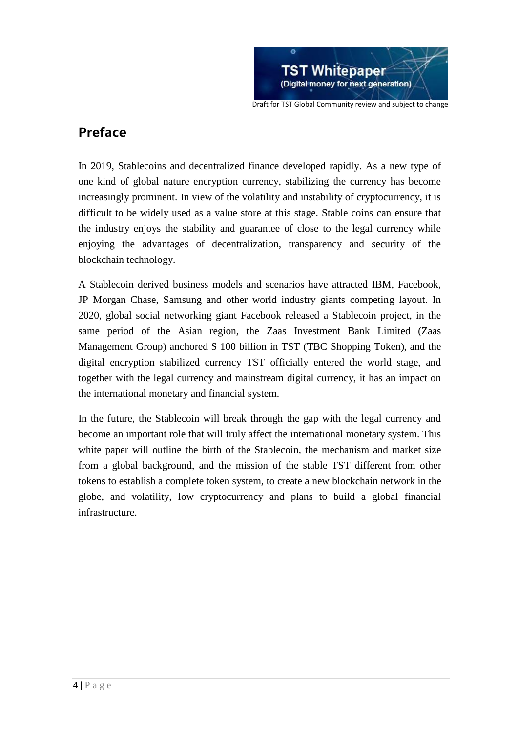## Preface

In 2019, Stablecoins and decentralized finance developed rapidly. As a new type of one kind of global nature encryption currency, stabilizing the currency has become increasingly prominent. In view of the volatility and instability of cryptocurrency, it is difficult to be widely used as a value store at this stage. Stable coins can ensure that the industry enjoys the stability and guarantee of close to the legal currency while enjoying the advantages of decentralization, transparency and security of the blockchain technology.

A Stablecoin derived business models and scenarios have attracted IBM, Facebook, JP Morgan Chase, Samsung and other world industry giants competing layout. In 2020, global social networking giant Facebook released a Stablecoin project, in the same period of the Asian region, the Zaas Investment Bank Limited (Zaas Management Group) anchored $ 100 billion in TST (TBC Shopping Token), and the digital encryption stabilized currency TST officially entered the world stage, and together with the legal currency and mainstream digital currency, it has an impact on the international monetary and financial system.

In the future, the Stablecoin will break through the gap with the legal currency and become an important role that will truly affect the international monetary system. This white paper will outline the birth of the Stablecoin, the mechanism and market size from a global background, and the mission of the stable TST different from other tokens to establish a complete token system, to create a new blockchain network in the globe, and volatility, low cryptocurrency and plans to build a global financial infrastructure.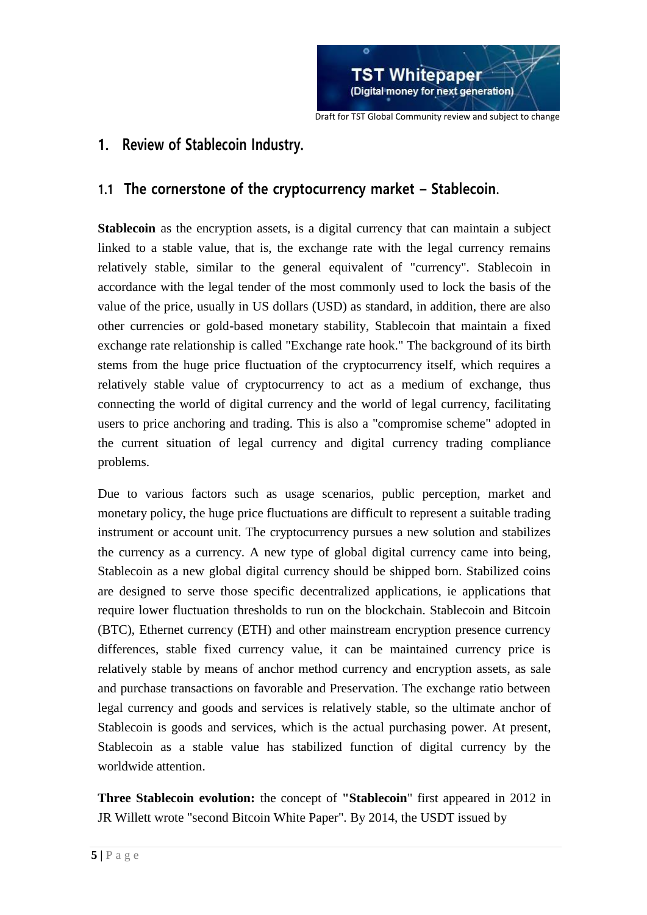# 1. Review of Stablecoin Industry.

## 1.1 The cornerstone of the cryptocurrency market – Stablecoin.

**Stablecoin** as the encryption assets, is a digital currency that can maintain a subject linked to a stable value, that is, the exchange rate with the legal currency remains relatively stable, similar to the general equivalent of "currency". Stablecoin in accordance with the legal tender of the most commonly used to lock the basis of the value of the price, usually in US dollars (USD) as standard, in addition, there are also other currencies or gold-based monetary stability, Stablecoin that maintain a fixed exchange rate relationship is called "Exchange rate hook." The background of its birth stems from the huge price fluctuation of the cryptocurrency itself, which requires a relatively stable value of cryptocurrency to act as a medium of exchange, thus connecting the world of digital currency and the world of legal currency, facilitating users to price anchoring and trading. This is also a "compromise scheme" adopted in the current situation of legal currency and digital currency trading compliance problems.

Due to various factors such as usage scenarios, public perception, market and monetary policy, the huge price fluctuations are difficult to represent a suitable trading instrument or account unit. The cryptocurrency pursues a new solution and stabilizes the currency as a currency. A new type of global digital currency came into being, Stablecoin as a new global digital currency should be shipped born. Stabilized coins are designed to serve those specific decentralized applications, ie applications that require lower fluctuation thresholds to run on the blockchain. Stablecoin and Bitcoin (BTC), Ethernet currency (ETH) and other mainstream encryption presence currency differences, stable fixed currency value, it can be maintained currency price is relatively stable by means of anchor method currency and encryption assets, as sale and purchase transactions on favorable and Preservation. The exchange ratio between legal currency and goods and services is relatively stable, so the ultimate anchor of Stablecoin is goods and services, which is the actual purchasing power. At present, Stablecoin as a stable value has stabilized function of digital currency by the worldwide attention.

**Three Stablecoin evolution:** the concept of **"Stablecoin**" first appeared in 2012 in JR Willett wrote "second Bitcoin White Paper". By 2014, the USDT issued by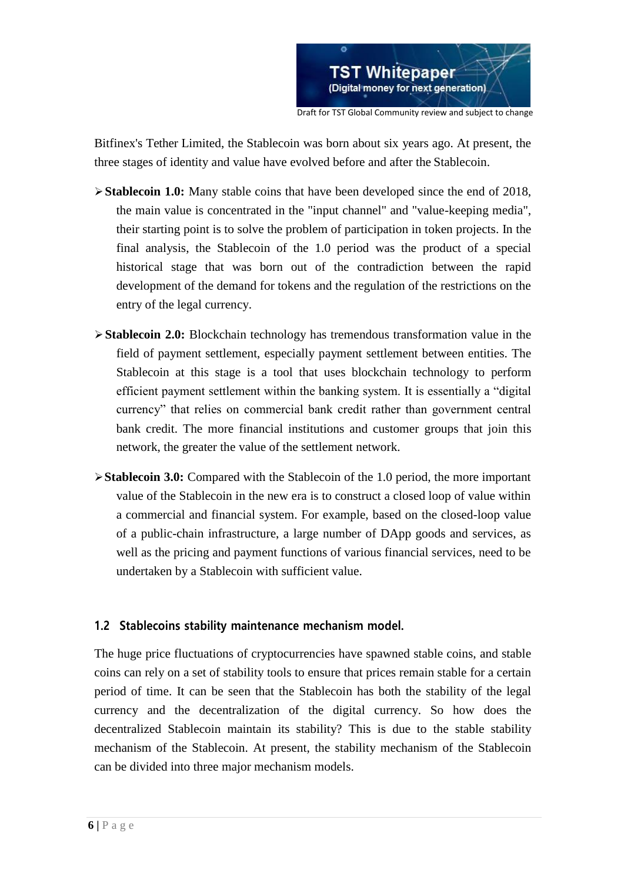Bitfinex's Tether Limited, the Stablecoin was born about six years ago. At present, the three stages of identity and value have evolved before and after the Stablecoin.

- **Stablecoin 1.0:** Many stable coins that have been developed since the end of 2018, the main value is concentrated in the "input channel" and "value-keeping media", their starting point is to solve the problem of participation in token projects. In the final analysis, the Stablecoin of the 1.0 period was the product of a special historical stage that was born out of the contradiction between the rapid development of the demand for tokens and the regulation of the restrictions on the entry of the legal currency.
- **Stablecoin 2.0:** Blockchain technology has tremendous transformation value in the field of payment settlement, especially payment settlement between entities. The Stablecoin at this stage is a tool that uses blockchain technology to perform efficient payment settlement within the banking system. It is essentially a "digital currency" that relies on commercial bank credit rather than government central bank credit. The more financial institutions and customer groups that join this network, the greater the value of the settlement network.
- **Stablecoin 3.0:** Compared with the Stablecoin of the 1.0 period, the more important value of the Stablecoin in the new era is to construct a closed loop of value within a commercial and financial system. For example, based on the closed-loop value of a public-chain infrastructure, a large number of DApp goods and services, as well as the pricing and payment functions of various financial services, need to be undertaken by a Stablecoin with sufficient value.

## 1.2 Stablecoins stability maintenance mechanism model.

The huge price fluctuations of cryptocurrencies have spawned stable coins, and stable coins can rely on a set of stability tools to ensure that prices remain stable for a certain period of time. It can be seen that the Stablecoin has both the stability of the legal currency and the decentralization of the digital currency. So how does the decentralized Stablecoin maintain its stability? This is due to the stable stability mechanism of the Stablecoin. At present, the stability mechanism of the Stablecoin can be divided into three major mechanism models.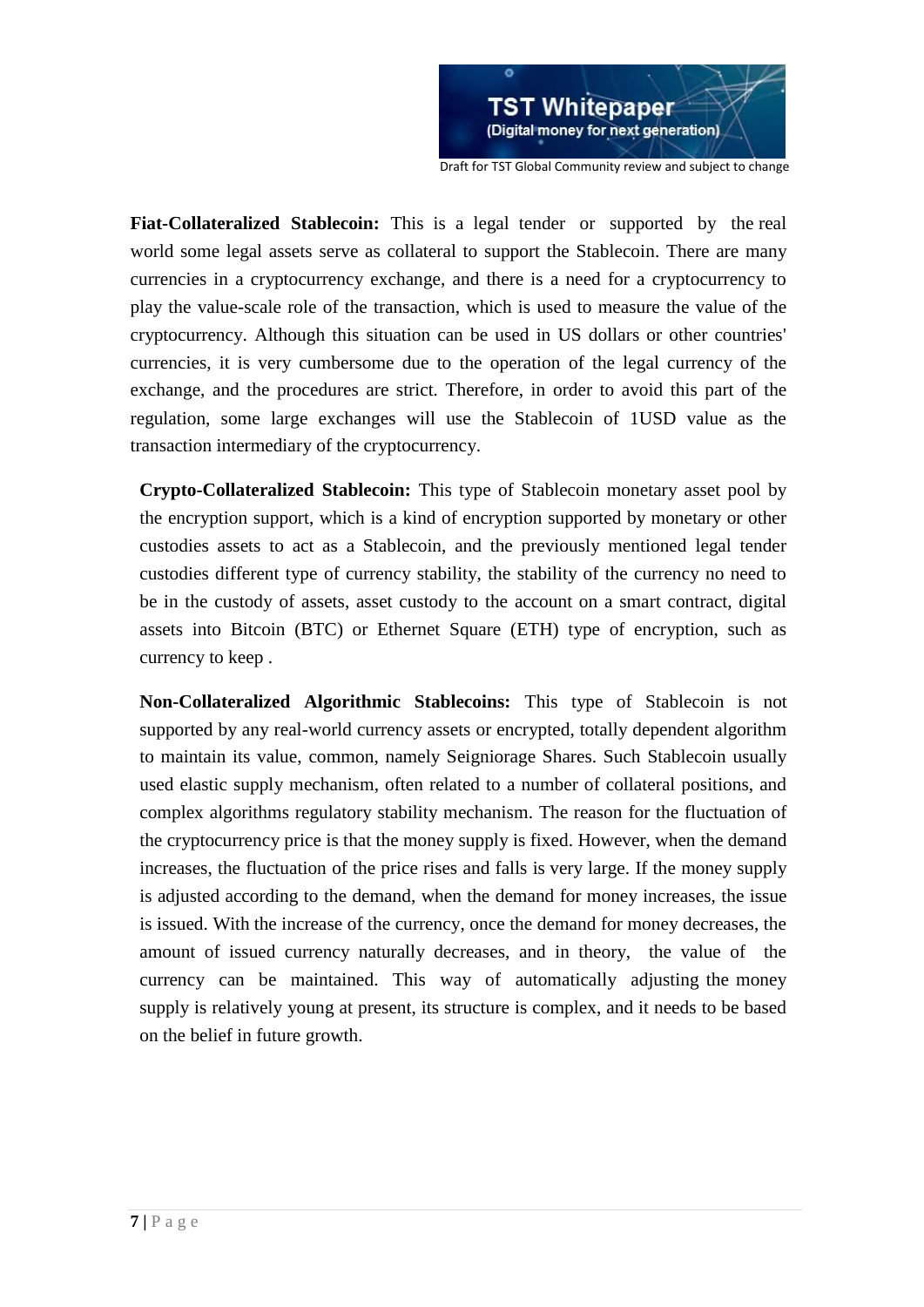**Fiat-Collateralized Stablecoin:** This is a legal tender or supported by the real world some legal assets serve as collateral to support the Stablecoin. There are many currencies in a cryptocurrency exchange, and there is a need for a cryptocurrency to play the value-scale role of the transaction, which is used to measure the value of the cryptocurrency. Although this situation can be used in US dollars or other countries' currencies, it is very cumbersome due to the operation of the legal currency of the exchange, and the procedures are strict. Therefore, in order to avoid this part of the regulation, some large exchanges will use the Stablecoin of 1USD value as the transaction intermediary of the cryptocurrency.

**Crypto-Collateralized Stablecoin:** This type of Stablecoin monetary asset pool by the encryption support, which is a kind of encryption supported by monetary or other custodies assets to act as a Stablecoin, and the previously mentioned legal tender custodies different type of currency stability, the stability of the currency no need to be in the custody of assets, asset custody to the account on a smart contract, digital assets into Bitcoin (BTC) or Ethernet Square (ETH) type of encryption, such as currency to keep .

**Non-Collateralized Algorithmic Stablecoins:** This type of Stablecoin is not supported by any real-world currency assets or encrypted, totally dependent algorithm to maintain its value, common, namely Seigniorage Shares. Such Stablecoin usually used elastic supply mechanism, often related to a number of collateral positions, and complex algorithms regulatory stability mechanism. The reason for the fluctuation of the cryptocurrency price is that the money supply is fixed. However, when the demand increases, the fluctuation of the price rises and falls is very large. If the money supply is adjusted according to the demand, when the demand for money increases, the issue is issued. With the increase of the currency, once the demand for money decreases, the amount of issued currency naturally decreases, and in theory, the value of the currency can be maintained. This way of automatically adjusting the money supply is relatively young at present, its structure is complex, and it needs to be based on the belief in future growth.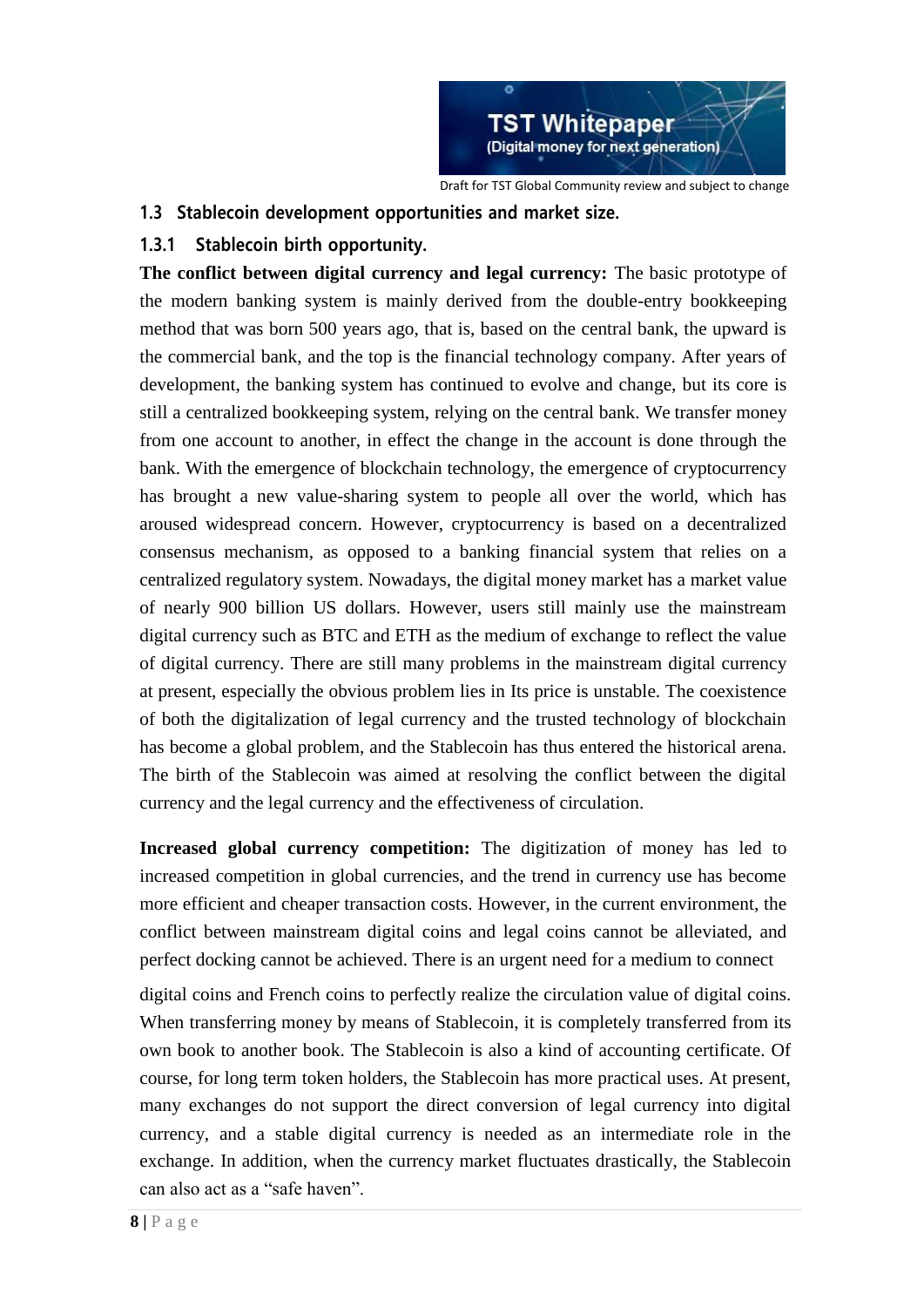## 1.3 Stablecoin development opportunities and market size.

### 1.3.1 Stablecoin birth opportunity.

**The conflict between digital currency and legal currency:** The basic prototype of the modern banking system is mainly derived from the double-entry bookkeeping method that was born 500 years ago, that is, based on the central bank, the upward is the commercial bank, and the top is the financial technology company. After years of development, the banking system has continued to evolve and change, but its core is still a centralized bookkeeping system, relying on the central bank. We transfer money from one account to another, in effect the change in the account is done through the bank. With the emergence of blockchain technology, the emergence of cryptocurrency has brought a new value-sharing system to people all over the world, which has aroused widespread concern. However, cryptocurrency is based on a decentralized consensus mechanism, as opposed to a banking financial system that relies on a centralized regulatory system. Nowadays, the digital money market has a market value of nearly 900 billion US dollars. However, users still mainly use the mainstream digital currency such as BTC and ETH as the medium of exchange to reflect the value of digital currency. There are still many problems in the mainstream digital currency at present, especially the obvious problem lies in Its price is unstable. The coexistence of both the digitalization of legal currency and the trusted technology of blockchain has become a global problem, and the Stablecoin has thus entered the historical arena. The birth of the Stablecoin was aimed at resolving the conflict between the digital currency and the legal currency and the effectiveness of circulation.

**Increased global currency competition:** The digitization of money has led to increased competition in global currencies, and the trend in currency use has become more efficient and cheaper transaction costs. However, in the current environment, the conflict between mainstream digital coins and legal coins cannot be alleviated, and perfect docking cannot be achieved. There is an urgent need for a medium to connect digital coins and French coins to perfectly realize the circulation value of digital coins. When transferring money by means of Stablecoin, it is completely transferred from its own book to another book. The Stablecoin is also a kind of accounting certificate. Of course, for long term token holders, the Stablecoin has more practical uses. At present, many exchanges do not support the direct conversion of legal currency into digital currency, and a stable digital currency is needed as an intermediate role in the exchange. In addition, when the currency market fluctuates drastically, the Stablecoin can also act as a "safe haven".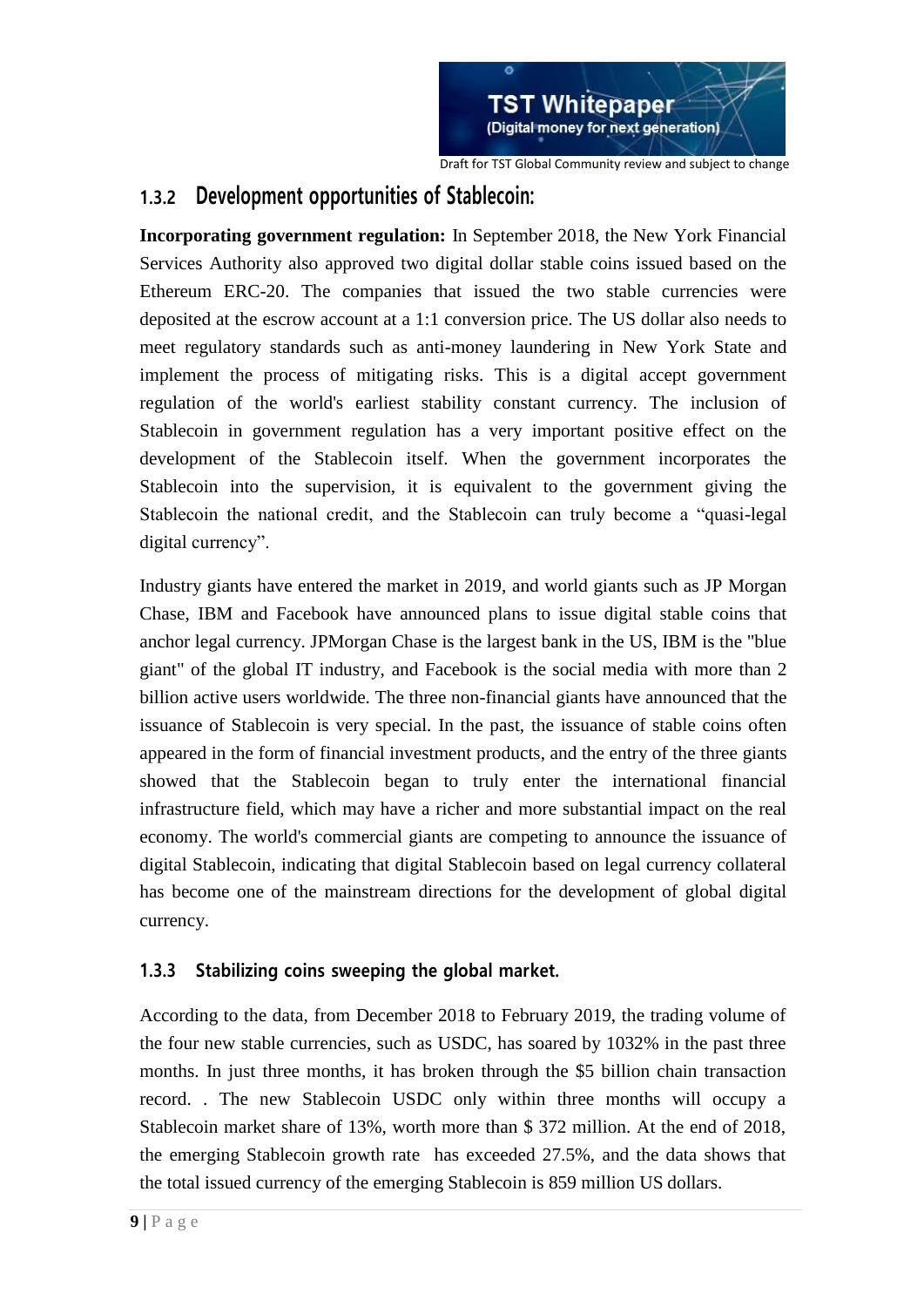### 1.3.2 Development opportunities of Stablecoin:

**Incorporating government regulation:** In September 2018, the New York Financial Services Authority also approved two digital dollar stable coins issued based on the Ethereum ERC-20. The companies that issued the two stable currencies were deposited at the escrow account at a 1:1 conversion price. The US dollar also needs to meet regulatory standards such as anti-money laundering in New York State and implement the process of mitigating risks. This is a digital accept government regulation of the world's earliest stability constant currency. The inclusion of Stablecoin in government regulation has a very important positive effect on the development of the Stablecoin itself. When the government incorporates the Stablecoin into the supervision, it is equivalent to the government giving the Stablecoin the national credit, and the Stablecoin can truly become a "quasi-legal digital currency".

Industry giants have entered the market in 2019, and world giants such as JP Morgan Chase, IBM and Facebook have announced plans to issue digital stable coins that anchor legal currency. JPMorgan Chase is the largest bank in the US, IBM is the "blue giant" of the global IT industry, and Facebook is the social media with more than 2 billion active users worldwide. The three non-financial giants have announced that the issuance of Stablecoin is very special. In the past, the issuance of stable coins often appeared in the form of financial investment products, and the entry of the three giants showed that the Stablecoin began to truly enter the international financial infrastructure field, which may have a richer and more substantial impact on the real economy. The world's commercial giants are competing to announce the issuance of digital Stablecoin, indicating that digital Stablecoin based on legal currency collateral has become one of the mainstream directions for the development of global digital currency.

### 1.3.3 Stabilizing coins sweeping the global market.

According to the data, from December 2018 to February 2019, the trading volume of the four new stable currencies, such as USDC, has soared by 1032% in the past three months. In just three months, it has broken through the $5 billion chain transaction record. . The new Stablecoin USDC only within three months will occupy a Stablecoin market share of 13%, worth more than $ 372 million. At the end of 2018, the emerging Stablecoin growth rate has exceeded 27.5%, and the data shows that the total issued currency of the emerging Stablecoin is 859 million US dollars.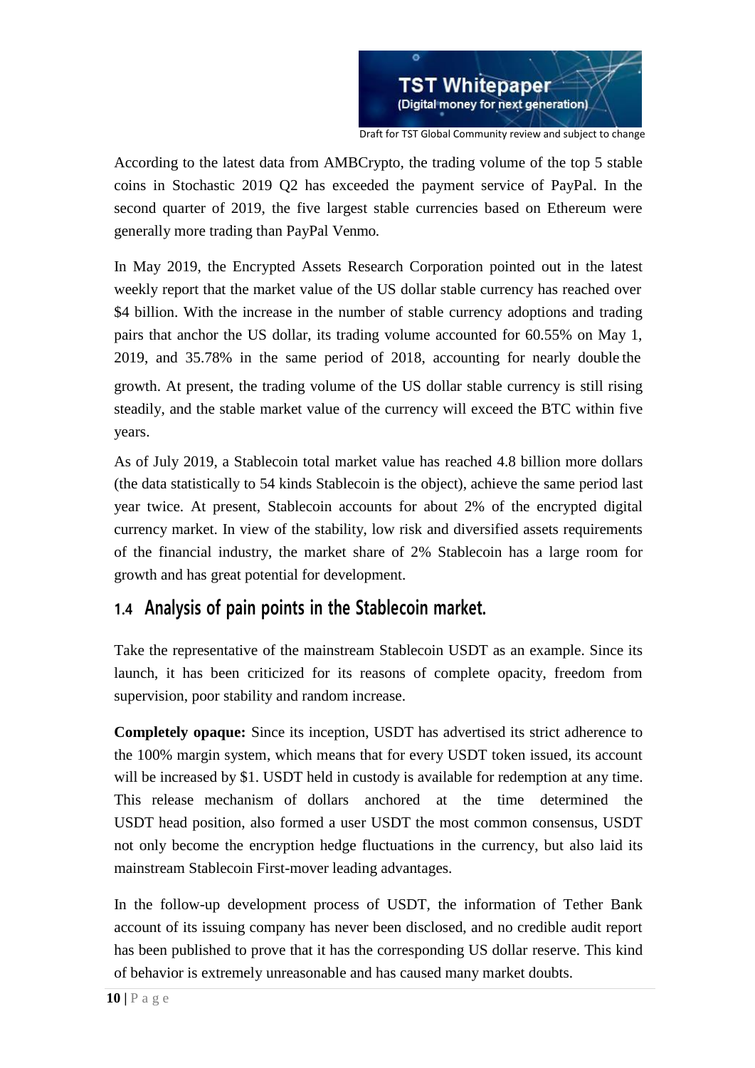According to the latest data from AMBCrypto, the trading volume of the top 5 stable coins in Stochastic 2019 Q2 has exceeded the payment service of PayPal. In the second quarter of 2019, the five largest stable currencies based on Ethereum were generally more trading than PayPal Venmo.

In May 2019, the Encrypted Assets Research Corporation pointed out in the latest weekly report that the market value of the US dollar stable currency has reached over $4 billion. With the increase in the number of stable currency adoptions and trading pairs that anchor the US dollar, its trading volume accounted for 60.55% on May 1, 2019, and 35.78% in the same period of 2018, accounting for nearly double the growth. At present, the trading volume of the US dollar stable currency is still rising steadily, and the stable market value of the currency will exceed the BTC within five years.

As of July 2019, a Stablecoin total market value has reached 4.8 billion more dollars (the data statistically to 54 kinds Stablecoin is the object), achieve the same period last year twice. At present, Stablecoin accounts for about 2% of the encrypted digital currency market. In view of the stability, low risk and diversified assets requirements of the financial industry, the market share of 2% Stablecoin has a large room for growth and has great potential for development.

## 1.4 Analysis of pain points in the Stablecoin market.

Take the representative of the mainstream Stablecoin USDT as an example. Since its launch, it has been criticized for its reasons of complete opacity, freedom from supervision, poor stability and random increase.

**Completely opaque:** Since its inception, USDT has advertised its strict adherence to the 100% margin system, which means that for every USDT token issued, its account will be increased by $1. USDT held in custody is available for redemption at any time. This release mechanism of dollars anchored at the time determined the USDT head position, also formed a user USDT the most common consensus, USDT not only become the encryption hedge fluctuations in the currency, but also laid its mainstream Stablecoin First-mover leading advantages.

In the follow-up development process of USDT, the information of Tether Bank account of its issuing company has never been disclosed, and no credible audit report has been published to prove that it has the corresponding US dollar reserve. This kind of behavior is extremely unreasonable and has caused many market doubts.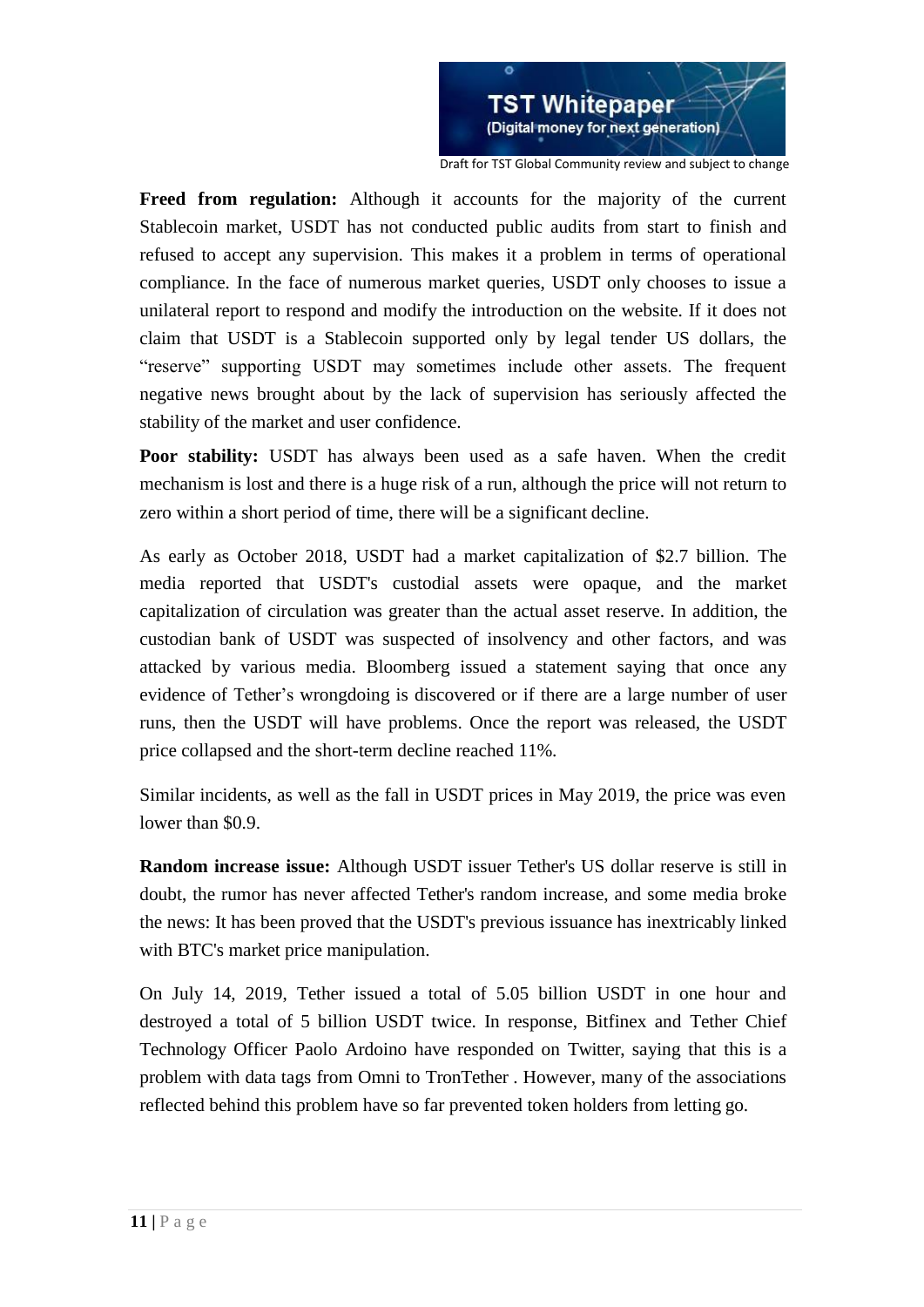**Freed from regulation:** Although it accounts for the majority of the current Stablecoin market, USDT has not conducted public audits from start to finish and refused to accept any supervision. This makes it a problem in terms of operational compliance. In the face of numerous market queries, USDT only chooses to issue a unilateral report to respond and modify the introduction on the website. If it does not claim that USDT is a Stablecoin supported only by legal tender US dollars, the "reserve" supporting USDT may sometimes include other assets. The frequent negative news brought about by the lack of supervision has seriously affected the stability of the market and user confidence.

**Poor stability:** USDT has always been used as a safe haven. When the credit mechanism is lost and there is a huge risk of a run, although the price will not return to zero within a short period of time, there will be a significant decline.

As early as October 2018, USDT had a market capitalization of $2.7 billion. The media reported that USDT's custodial assets were opaque, and the market capitalization of circulation was greater than the actual asset reserve. In addition, the custodian bank of USDT was suspected of insolvency and other factors, and was attacked by various media. Bloomberg issued a statement saying that once any evidence of Tether's wrongdoing is discovered or if there are a large number of user runs, then the USDT will have problems. Once the report was released, the USDT price collapsed and the short-term decline reached 11%.

Similar incidents, as well as the fall in USDT prices in May 2019, the price was even lower than $0.9.

**Random increase issue:** Although USDT issuer Tether's US dollar reserve is still in doubt, the rumor has never affected Tether's random increase, and some media broke the news: It has been proved that the USDT's previous issuance has inextricably linked with BTC's market price manipulation.

On July 14, 2019, Tether issued a total of 5.05 billion USDT in one hour and destroyed a total of 5 billion USDT twice. In response, Bitfinex and Tether Chief Technology Officer Paolo Ardoino have responded on Twitter, saying that this is a problem with data tags from Omni to TronTether . However, many of the associations reflected behind this problem have so far prevented token holders from letting go.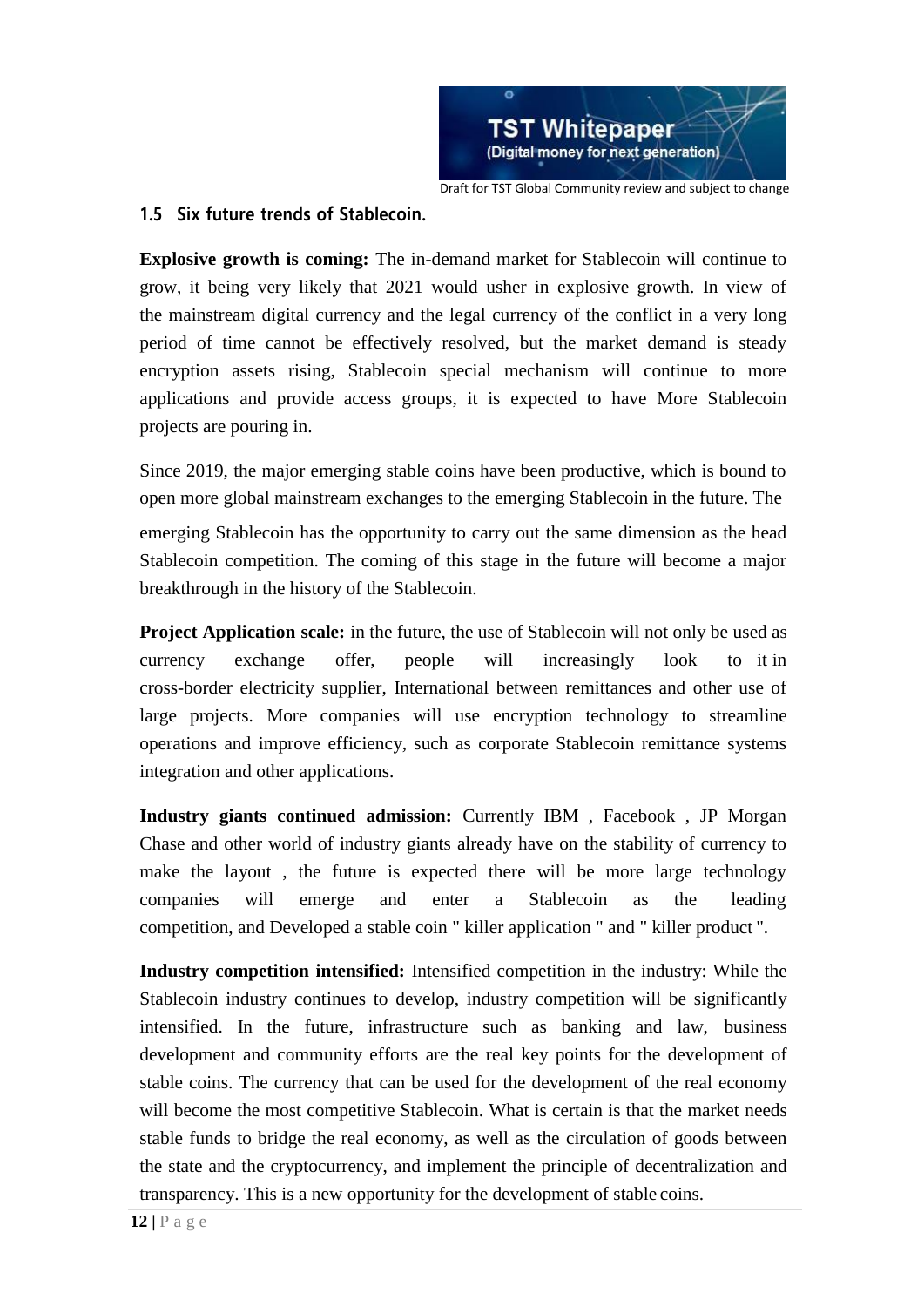### 1.5 Six future trends of Stablecoin.

**Explosive growth is coming:** The in-demand market for Stablecoin will continue to grow, it being very likely that 2021 would usher in explosive growth. In view of the mainstream digital currency and the legal currency of the conflict in a very long period of time cannot be effectively resolved, but the market demand is steady encryption assets rising, Stablecoin special mechanism will continue to more applications and provide access groups, it is expected to have More Stablecoin projects are pouring in.

Since 2019, the major emerging stable coins have been productive, which is bound to open more global mainstream exchanges to the emerging Stablecoin in the future. The emerging Stablecoin has the opportunity to carry out the same dimension as the head Stablecoin competition. The coming of this stage in the future will become a major breakthrough in the history of the Stablecoin.

**Project Application scale:** in the future, the use of Stablecoin will not only be used as currency exchange offer, people will increasingly look to it in cross-border electricity supplier, International between remittances and other use of large projects. More companies will use encryption technology to streamline operations and improve efficiency, such as corporate Stablecoin remittance systems integration and other applications.

**Industry giants continued admission:** Currently IBM , Facebook , JP Morgan Chase and other world of industry giants already have on the stability of currency to make the layout , the future is expected there will be more large technology companies will emerge and enter a Stablecoin as the leading competition, and Developed a stable coin " killer application " and " killer product ".

**Industry competition intensified:** Intensified competition in the industry: While the Stablecoin industry continues to develop, industry competition will be significantly intensified. In the future, infrastructure such as banking and law, business development and community efforts are the real key points for the development of stable coins. The currency that can be used for the development of the real economy will become the most competitive Stablecoin. What is certain is that the market needs stable funds to bridge the real economy, as well as the circulation of goods between the state and the cryptocurrency, and implement the principle of decentralization and transparency. This is a new opportunity for the development of stable coins.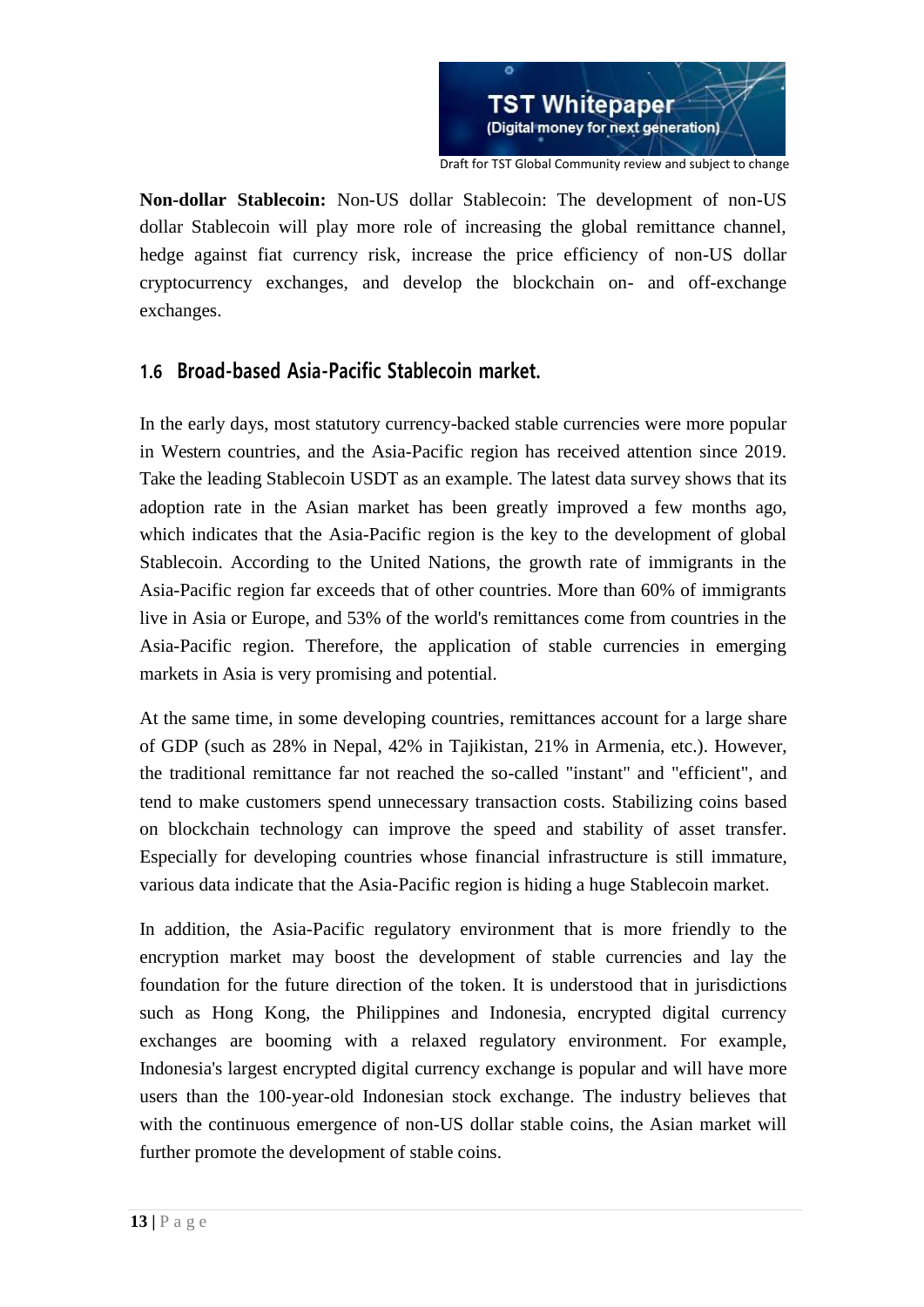**Non-dollar Stablecoin:** Non-US dollar Stablecoin: The development of non-US dollar Stablecoin will play more role of increasing the global remittance channel, hedge against fiat currency risk, increase the price efficiency of non-US dollar cryptocurrency exchanges, and develop the blockchain on- and off-exchange exchanges.

## 1.6 Broad-based Asia-Pacific Stablecoin market.

In the early days, most statutory currency-backed stable currencies were more popular in Western countries, and the Asia-Pacific region has received attention since 2019. Take the leading Stablecoin USDT as an example. The latest data survey shows that its adoption rate in the Asian market has been greatly improved a few months ago, which indicates that the Asia-Pacific region is the key to the development of global Stablecoin. According to the United Nations, the growth rate of immigrants in the Asia-Pacific region far exceeds that of other countries. More than 60% of immigrants live in Asia or Europe, and 53% of the world's remittances come from countries in the Asia-Pacific region. Therefore, the application of stable currencies in emerging markets in Asia is very promising and potential.

At the same time, in some developing countries, remittances account for a large share of GDP (such as 28% in Nepal, 42% in Tajikistan, 21% in Armenia, etc.). However, the traditional remittance far not reached the so-called "instant" and "efficient", and tend to make customers spend unnecessary transaction costs. Stabilizing coins based on blockchain technology can improve the speed and stability of asset transfer. Especially for developing countries whose financial infrastructure is still immature, various data indicate that the Asia-Pacific region is hiding a huge Stablecoin market.

In addition, the Asia-Pacific regulatory environment that is more friendly to the encryption market may boost the development of stable currencies and lay the foundation for the future direction of the token. It is understood that in jurisdictions such as Hong Kong, the Philippines and Indonesia, encrypted digital currency exchanges are booming with a relaxed regulatory environment. For example, Indonesia's largest encrypted digital currency exchange is popular and will have more users than the 100-year-old Indonesian stock exchange. The industry believes that with the continuous emergence of non-US dollar stable coins, the Asian market will further promote the development of stable coins.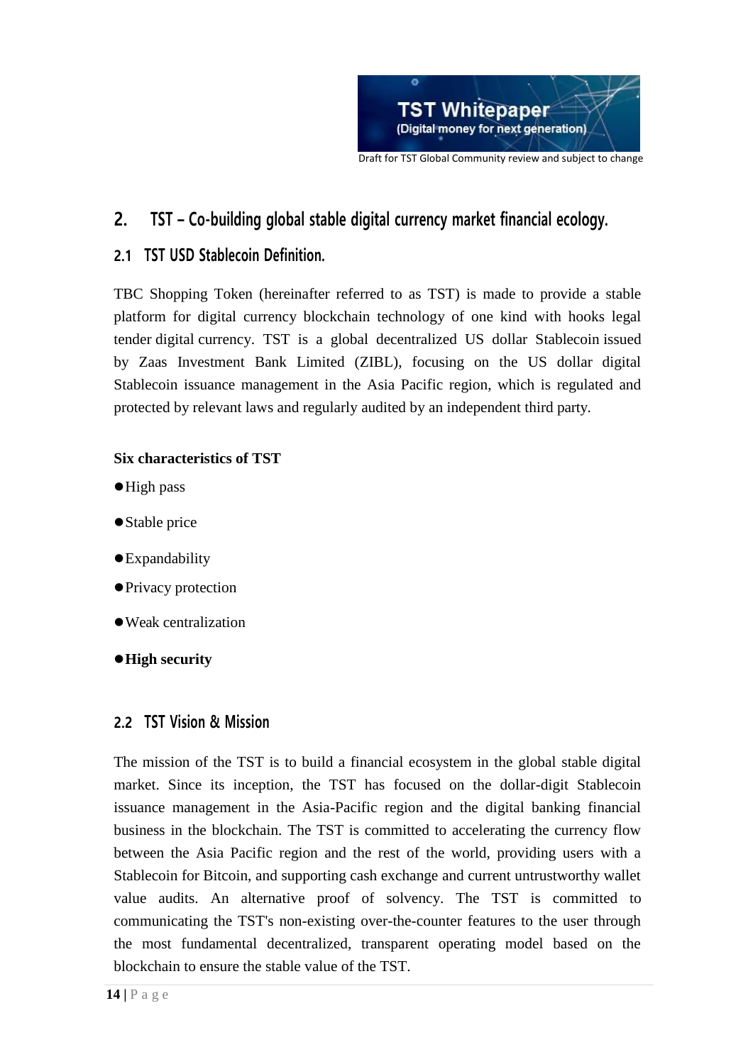## 2. TST – Co-building global stable digital currency market financial ecology.

### 2.1 TST USD Stablecoin Definition.

TBC Shopping Token (hereinafter referred to as TST) is made to provide a stable platform for digital currency blockchain technology of one kind with hooks legal tender digital currency. TST is a global decentralized US dollar Stablecoin issued by Zaas Investment Bank Limited (ZIBL), focusing on the US dollar digital Stablecoin issuance management in the Asia Pacific region, which is regulated and protected by relevant laws and regularly audited by an independent third party.

**Six characteristics of TST**

- High pass
- Stable price
- Expandability
- Privacy protection
- Weak centralization
- **High security**

### 2.2 TST Vision & Mission

The mission of the TST is to build a financial ecosystem in the global stable digital market. Since its inception, the TST has focused on the dollar-digit Stablecoin issuance management in the Asia-Pacific region and the digital banking financial business in the blockchain. The TST is committed to accelerating the currency flow between the Asia Pacific region and the rest of the world, providing users with a Stablecoin for Bitcoin, and supporting cash exchange and current untrustworthy wallet value audits. An alternative proof of solvency. The TST is committed to communicating the TST's non-existing over-the-counter features to the user through the most fundamental decentralized, transparent operating model based on the blockchain to ensure the stable value of the TST.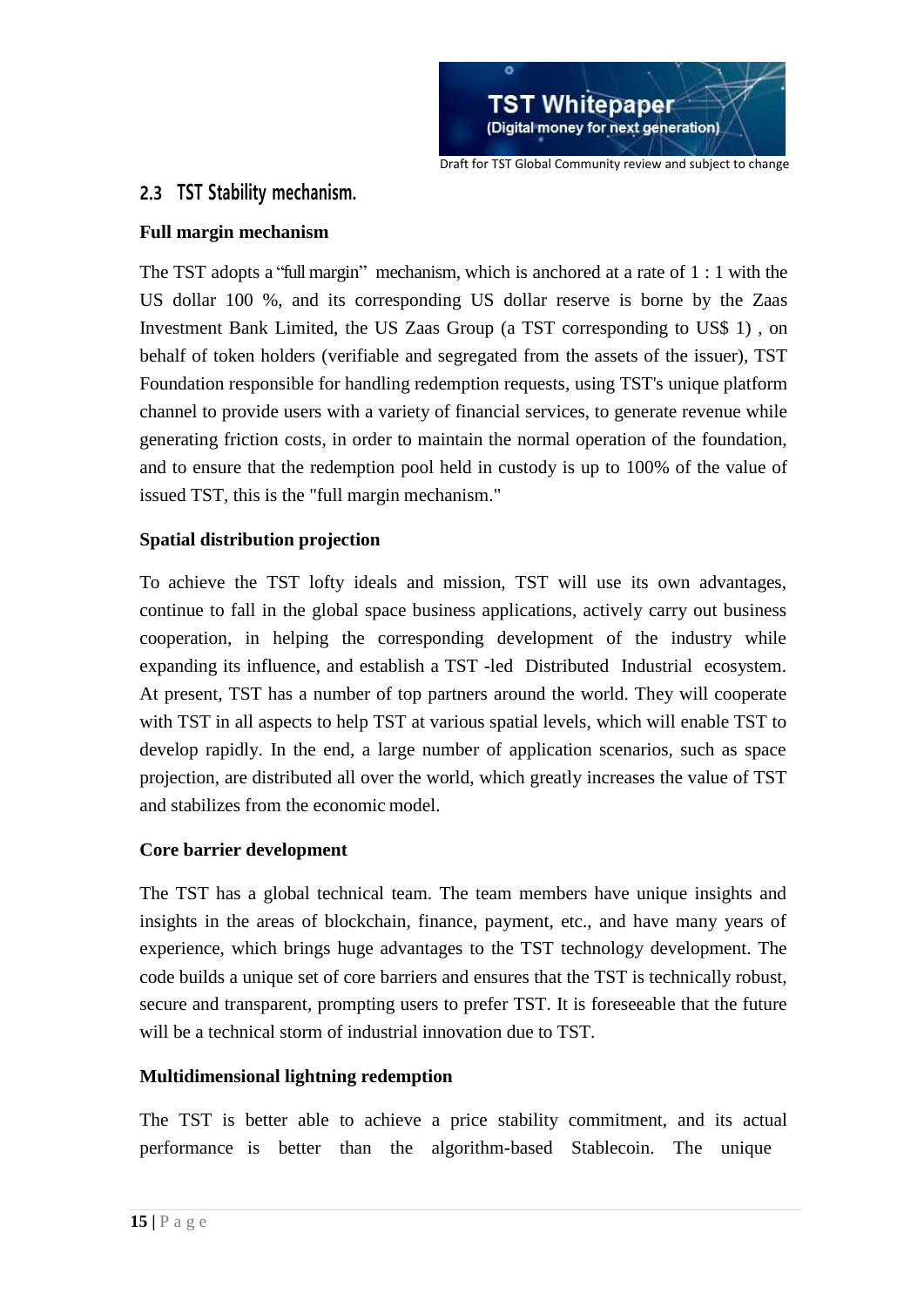## 2.3 TST Stability mechanism.

**Full margin mechanism**

The TST adopts a "full margin" mechanism, which is anchored at a rate of 1 : 1 with the US dollar 100 %, and its corresponding US dollar reserve is borne by the Zaas Investment Bank Limited, the US Zaas Group (a TST corresponding to US$ 1) , on behalf of token holders (verifiable and segregated from the assets of the issuer), TST Foundation responsible for handling redemption requests, using TST's unique platform channel to provide users with a variety of financial services, to generate revenue while generating friction costs, in order to maintain the normal operation of the foundation, and to ensure that the redemption pool held in custody is up to 100% of the value of issued TST, this is the "full margin mechanism."

**Spatial distribution projection**

To achieve the TST lofty ideals and mission, TST will use its own advantages, continue to fall in the global space business applications, actively carry out business cooperation, in helping the corresponding development of the industry while expanding its influence, and establish a TST -led Distributed Industrial ecosystem. At present, TST has a number of top partners around the world. They will cooperate with TST in all aspects to help TST at various spatial levels, which will enable TST to develop rapidly. In the end, a large number of application scenarios, such as space projection, are distributed all over the world, which greatly increases the value of TST and stabilizes from the economic model.

**Core barrier development**

The TST has a global technical team. The team members have unique insights and insights in the areas of blockchain, finance, payment, etc., and have many years of experience, which brings huge advantages to the TST technology development. The code builds a unique set of core barriers and ensures that the TST is technically robust, secure and transparent, prompting users to prefer TST. It is foreseeable that the future will be a technical storm of industrial innovation due to TST.

**Multidimensional lightning redemption**

The TST is better able to achieve a price stability commitment, and its actual performance is better than the algorithm-based Stablecoin. The unique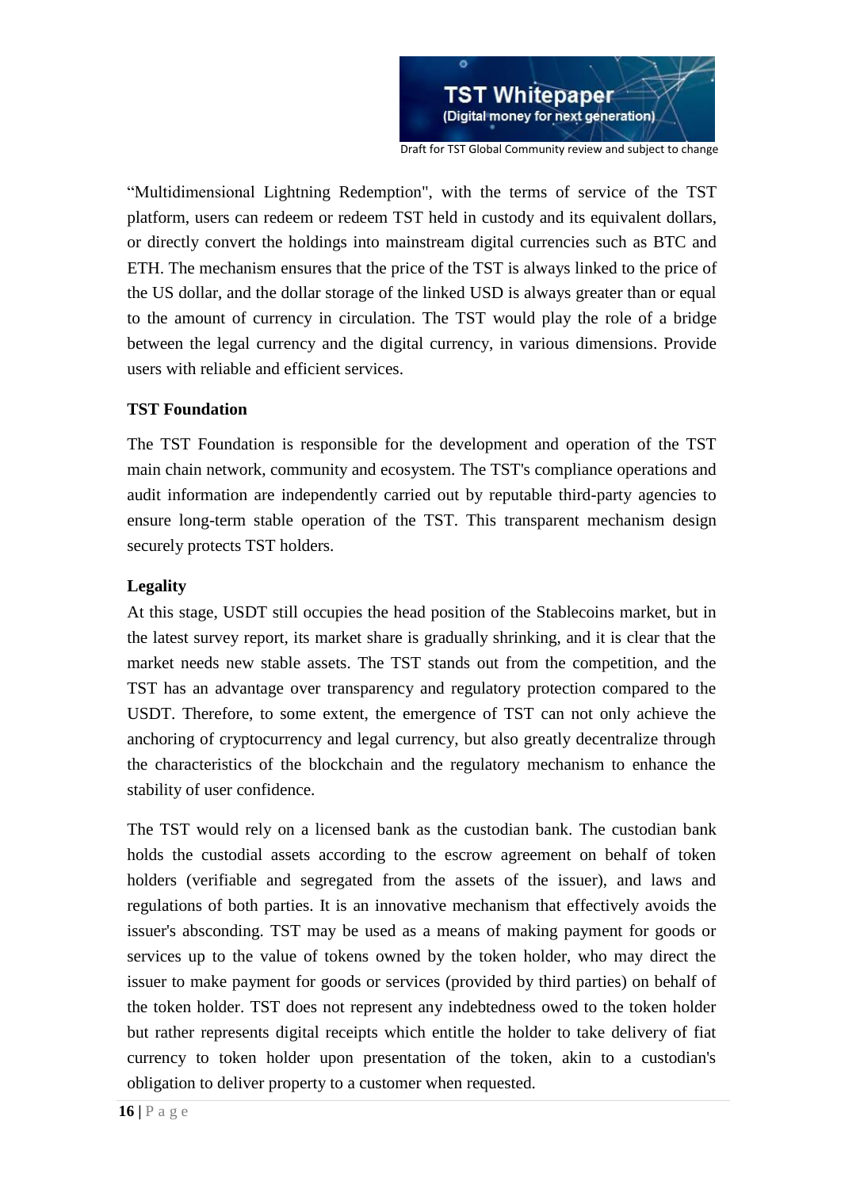"Multidimensional Lightning Redemption", with the terms of service of the TST platform, users can redeem or redeem TST held in custody and its equivalent dollars, or directly convert the holdings into mainstream digital currencies such as BTC and ETH. The mechanism ensures that the price of the TST is always linked to the price of the US dollar, and the dollar storage of the linked USD is always greater than or equal to the amount of currency in circulation. The TST would play the role of a bridge between the legal currency and the digital currency, in various dimensions. Provide users with reliable and efficient services.

**TST Foundation**

The TST Foundation is responsible for the development and operation of the TST main chain network, community and ecosystem. The TST's compliance operations and audit information are independently carried out by reputable third-party agencies to ensure long-term stable operation of the TST. This transparent mechanism design securely protects TST holders.

**Legality**

At this stage, USDT still occupies the head position of the Stablecoins market, but in the latest survey report, its market share is gradually shrinking, and it is clear that the market needs new stable assets. The TST stands out from the competition, and the TST has an advantage over transparency and regulatory protection compared to the USDT. Therefore, to some extent, the emergence of TST can not only achieve the anchoring of cryptocurrency and legal currency, but also greatly decentralize through the characteristics of the blockchain and the regulatory mechanism to enhance the stability of user confidence.

The TST would rely on a licensed bank as the custodian bank. The custodian bank holds the custodial assets according to the escrow agreement on behalf of token holders (verifiable and segregated from the assets of the issuer), and laws and regulations of both parties. It is an innovative mechanism that effectively avoids the issuer's absconding. TST may be used as a means of making payment for goods or services up to the value of tokens owned by the token holder, who may direct the issuer to make payment for goods or services (provided by third parties) on behalf of the token holder. TST does not represent any indebtedness owed to the token holder but rather represents digital receipts which entitle the holder to take delivery of fiat currency to token holder upon presentation of the token, akin to a custodian's obligation to deliver property to a customer when requested.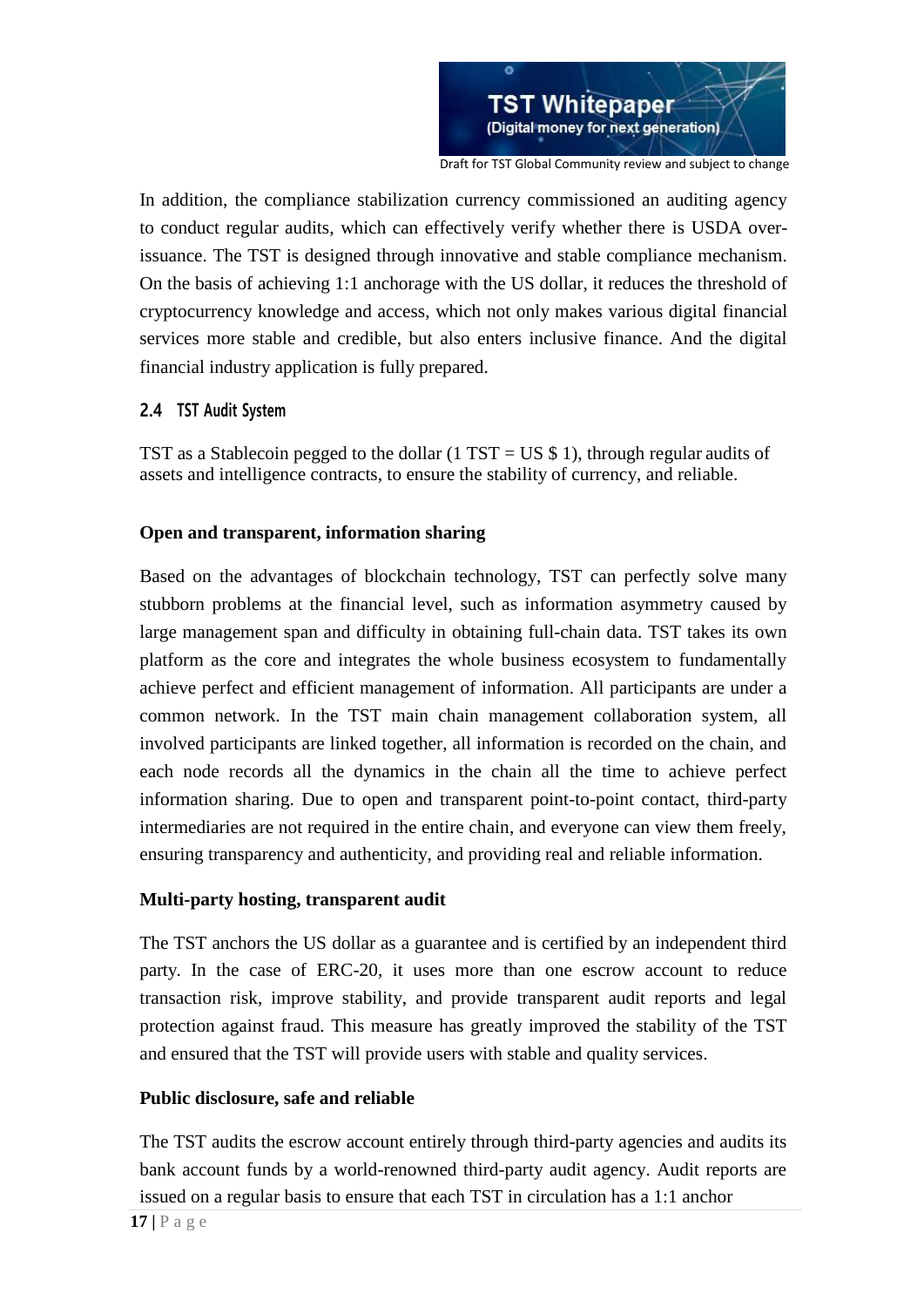In addition, the compliance stabilization currency commissioned an auditing agency to conduct regular audits, which can effectively verify whether there is USDA over-issuance. The TST is designed through innovative and stable compliance mechanism. On the basis of achieving 1:1 anchorage with the US dollar, it reduces the threshold of cryptocurrency knowledge and access, which not only makes various digital financial services more stable and credible, but also enters inclusive finance. And the digital financial industry application is fully prepared.

## 2.4 TST Audit System

TST as a Stablecoin pegged to the dollar (1 TST = US $ 1), through regular audits of assets and intelligence contracts, to ensure the stability of currency, and reliable.

**Open and transparent, information sharing**

Based on the advantages of blockchain technology, TST can perfectly solve many stubborn problems at the financial level, such as information asymmetry caused by large management span and difficulty in obtaining full-chain data. TST takes its own platform as the core and integrates the whole business ecosystem to fundamentally achieve perfect and efficient management of information. All participants are under a common network. In the TST main chain management collaboration system, all involved participants are linked together, all information is recorded on the chain, and each node records all the dynamics in the chain all the time to achieve perfect information sharing. Due to open and transparent point-to-point contact, third-party intermediaries are not required in the entire chain, and everyone can view them freely, ensuring transparency and authenticity, and providing real and reliable information.

**Multi-party hosting, transparent audit**

The TST anchors the US dollar as a guarantee and is certified by an independent third party. In the case of ERC-20, it uses more than one escrow account to reduce transaction risk, improve stability, and provide transparent audit reports and legal protection against fraud. This measure has greatly improved the stability of the TST and ensured that the TST will provide users with stable and quality services.

**Public disclosure, safe and reliable**

The TST audits the escrow account entirely through third-party agencies and audits its bank account funds by a world-renowned third-party audit agency. Audit reports are issued on a regular basis to ensure that each TST in circulation has a 1:1 anchor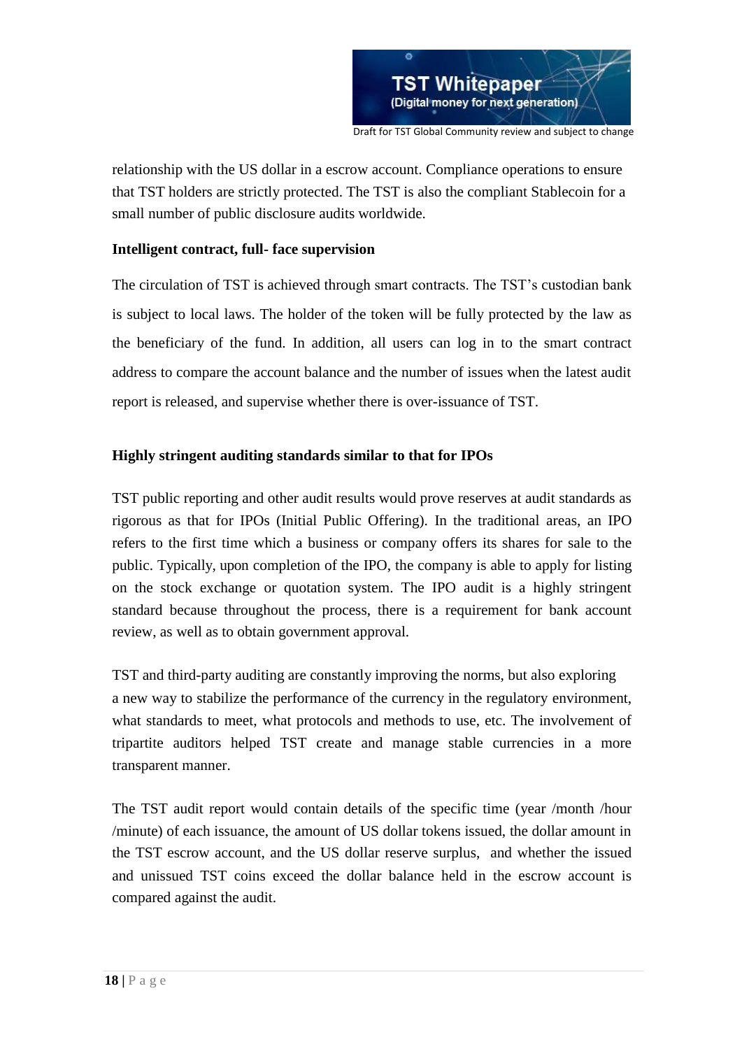relationship with the US dollar in a escrow account. Compliance operations to ensure that TST holders are strictly protected. The TST is also the compliant Stablecoin for a small number of public disclosure audits worldwide.

**Intelligent contract, full- face supervision**

The circulation of TST is achieved through smart contracts. The TST's custodian bank is subject to local laws. The holder of the token will be fully protected by the law as the beneficiary of the fund. In addition, all users can log in to the smart contract address to compare the account balance and the number of issues when the latest audit report is released, and supervise whether there is over-issuance of TST.

**Highly stringent auditing standards similar to that for IPOs**

TST public reporting and other audit results would prove reserves at audit standards as rigorous as that for IPOs (Initial Public Offering). In the traditional areas, an IPO refers to the first time which a business or company offers its shares for sale to the public. Typically, upon completion of the IPO, the company is able to apply for listing on the stock exchange or quotation system. The IPO audit is a highly stringent standard because throughout the process, there is a requirement for bank account review, as well as to obtain government approval.

TST and third-party auditing are constantly improving the norms, but also exploring a new way to stabilize the performance of the currency in the regulatory environment, what standards to meet, what protocols and methods to use, etc. The involvement of tripartite auditors helped TST create and manage stable currencies in a more transparent manner.

The TST audit report would contain details of the specific time (year /month /hour /minute) of each issuance, the amount of US dollar tokens issued, the dollar amount in the TST escrow account, and the US dollar reserve surplus, and whether the issued and unissued TST coins exceed the dollar balance held in the escrow account is compared against the audit.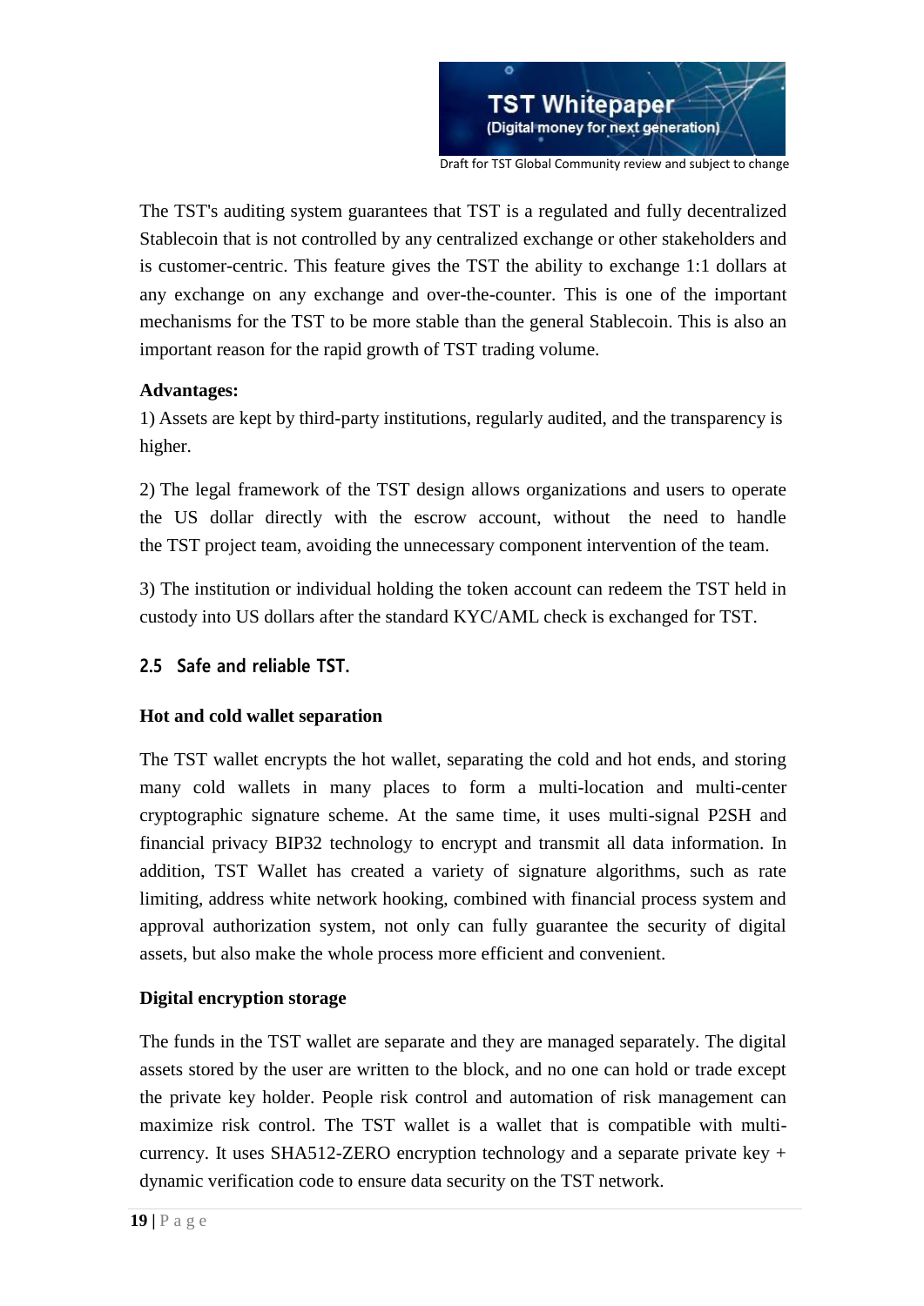The TST's auditing system guarantees that TST is a regulated and fully decentralized Stablecoin that is not controlled by any centralized exchange or other stakeholders and is customer-centric. This feature gives the TST the ability to exchange 1:1 dollars at any exchange on any exchange and over-the-counter. This is one of the important mechanisms for the TST to be more stable than the general Stablecoin. This is also an important reason for the rapid growth of TST trading volume.

**Advantages:**

1) Assets are kept by third-party institutions, regularly audited, and the transparency is higher.

2) The legal framework of the TST design allows organizations and users to operate the US dollar directly with the escrow account, without the need to handle the TST project team, avoiding the unnecessary component intervention of the team.

3) The institution or individual holding the token account can redeem the TST held in custody into US dollars after the standard KYC/AML check is exchanged for TST.

## 2.5 Safe and reliable TST.

**Hot and cold wallet separation**

The TST wallet encrypts the hot wallet, separating the cold and hot ends, and storing many cold wallets in many places to form a multi-location and multi-center cryptographic signature scheme. At the same time, it uses multi-signal P2SH and financial privacy BIP32 technology to encrypt and transmit all data information. In addition, TST Wallet has created a variety of signature algorithms, such as rate limiting, address white network hooking, combined with financial process system and approval authorization system, not only can fully guarantee the security of digital assets, but also make the whole process more efficient and convenient.

**Digital encryption storage**

The funds in the TST wallet are separate and they are managed separately. The digital assets stored by the user are written to the block, and no one can hold or trade except the private key holder. People risk control and automation of risk management can maximize risk control. The TST wallet is a wallet that is compatible with multi-currency. It uses SHA512-ZERO encryption technology and a separate private key + dynamic verification code to ensure data security on the TST network.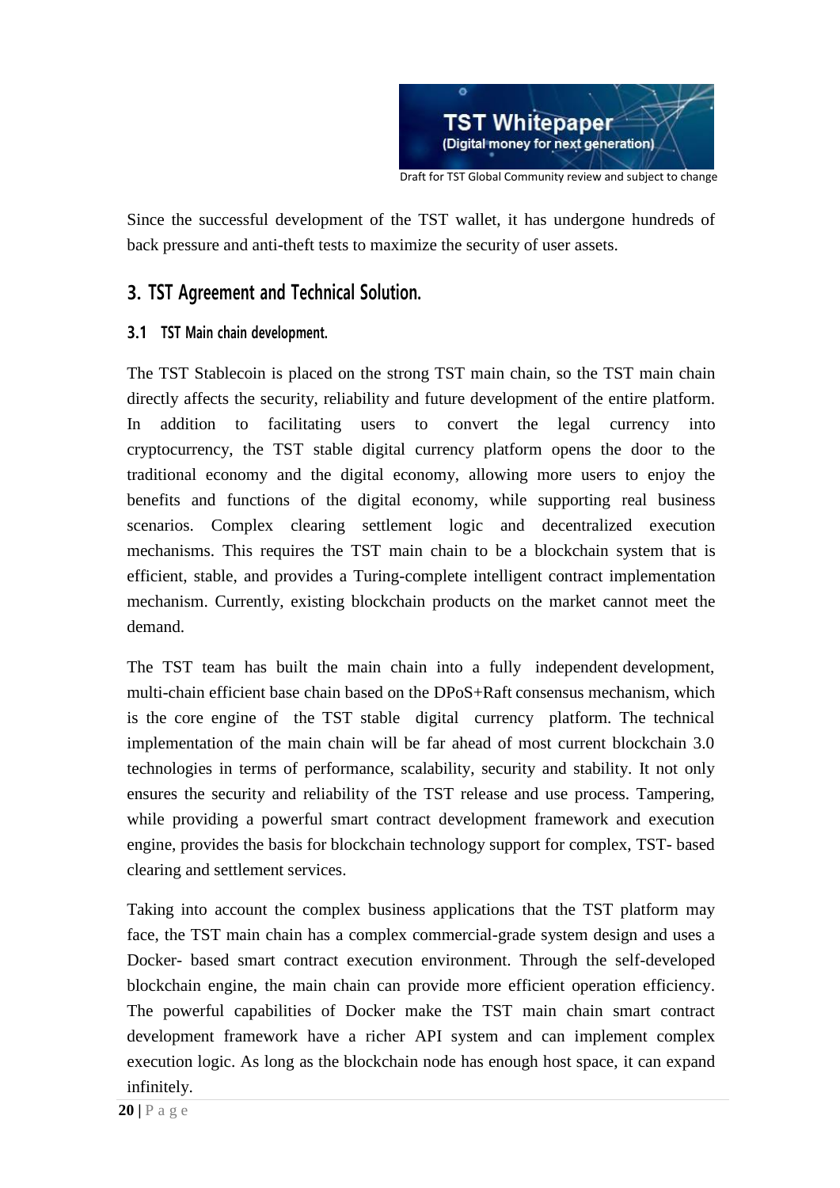Since the successful development of the TST wallet, it has undergone hundreds of back pressure and anti-theft tests to maximize the security of user assets.

## 3. TST Agreement and Technical Solution.

### 3.1 TST Main chain development.

The TST Stablecoin is placed on the strong TST main chain, so the TST main chain directly affects the security, reliability and future development of the entire platform. In addition to facilitating users to convert the legal currency into cryptocurrency, the TST stable digital currency platform opens the door to the traditional economy and the digital economy, allowing more users to enjoy the benefits and functions of the digital economy, while supporting real business scenarios. Complex clearing settlement logic and decentralized execution mechanisms. This requires the TST main chain to be a blockchain system that is efficient, stable, and provides a Turing-complete intelligent contract implementation mechanism. Currently, existing blockchain products on the market cannot meet the demand.

The TST team has built the main chain into a fully independent development, multi-chain efficient base chain based on the DPoS+Raft consensus mechanism, which is the core engine of the TST stable digital currency platform. The technical implementation of the main chain will be far ahead of most current blockchain 3.0 technologies in terms of performance, scalability, security and stability. It not only ensures the security and reliability of the TST release and use process. Tampering, while providing a powerful smart contract development framework and execution engine, provides the basis for blockchain technology support for complex, TST- based clearing and settlement services.

Taking into account the complex business applications that the TST platform may face, the TST main chain has a complex commercial-grade system design and uses a Docker- based smart contract execution environment. Through the self-developed blockchain engine, the main chain can provide more efficient operation efficiency. The powerful capabilities of Docker make the TST main chain smart contract development framework have a richer API system and can implement complex execution logic. As long as the blockchain node has enough host space, it can expand infinitely.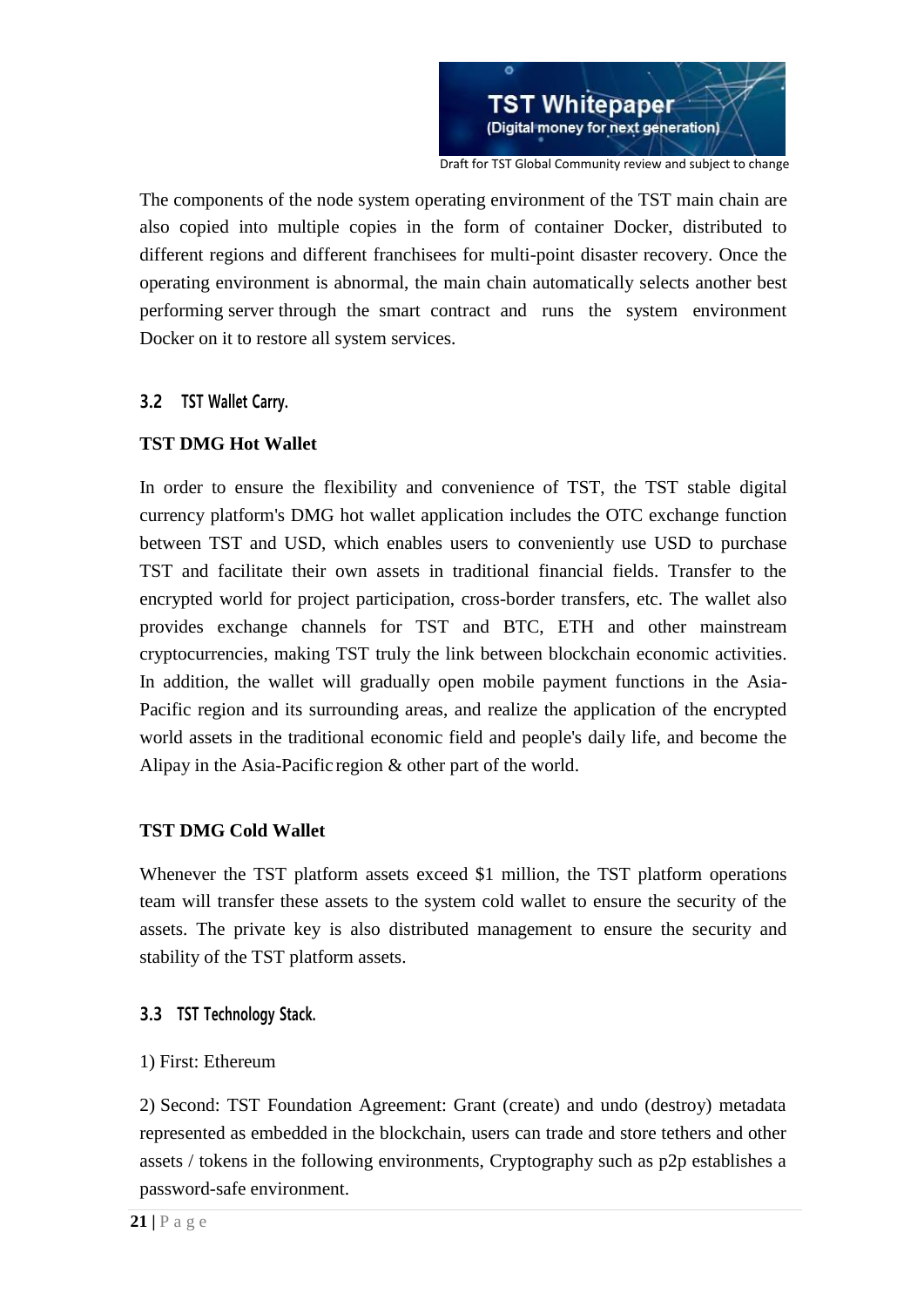The components of the node system operating environment of the TST main chain are also copied into multiple copies in the form of container Docker, distributed to different regions and different franchisees for multi-point disaster recovery. Once the operating environment is abnormal, the main chain automatically selects another best performing server through the smart contract and runs the system environment Docker on it to restore all system services.

## 3.2 TST Wallet Carry.

**TST DMG Hot Wallet**

In order to ensure the flexibility and convenience of TST, the TST stable digital currency platform's DMG hot wallet application includes the OTC exchange function between TST and USD, which enables users to conveniently use USD to purchase TST and facilitate their own assets in traditional financial fields. Transfer to the encrypted world for project participation, cross-border transfers, etc. The wallet also provides exchange channels for TST and BTC, ETH and other mainstream cryptocurrencies, making TST truly the link between blockchain economic activities. In addition, the wallet will gradually open mobile payment functions in the Asia-Pacific region and its surrounding areas, and realize the application of the encrypted world assets in the traditional economic field and people's daily life, and become the Alipay in the Asia-Pacific region & other part of the world.

**TST DMG Cold Wallet**

Whenever the TST platform assets exceed $1 million, the TST platform operations team will transfer these assets to the system cold wallet to ensure the security of the assets. The private key is also distributed management to ensure the security and stability of the TST platform assets.

## 3.3 TST Technology Stack.

1) First: Ethereum

2) Second: TST Foundation Agreement: Grant (create) and undo (destroy) metadata represented as embedded in the blockchain, users can trade and store tethers and other assets / tokens in the following environments, Cryptography such as p2p establishes a password-safe environment.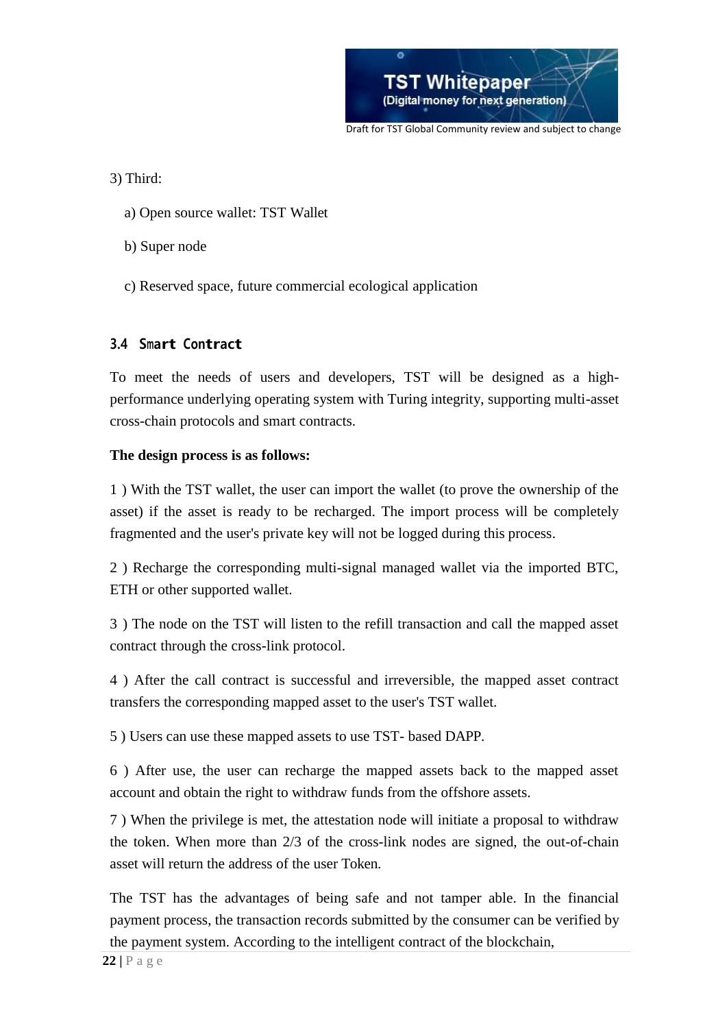3) Third:

a) Open source wallet: TST Wallet

b) Super node

c) Reserved space, future commercial ecological application

### 3.4 Smart Contract

To meet the needs of users and developers, TST will be designed as a high-performance underlying operating system with Turing integrity, supporting multi-asset cross-chain protocols and smart contracts.

**The design process is as follows:**

1 ) With the TST wallet, the user can import the wallet (to prove the ownership of the asset) if the asset is ready to be recharged. The import process will be completely fragmented and the user's private key will not be logged during this process.

2 ) Recharge the corresponding multi-signal managed wallet via the imported BTC, ETH or other supported wallet.

3 ) The node on the TST will listen to the refill transaction and call the mapped asset contract through the cross-link protocol.

4 ) After the call contract is successful and irreversible, the mapped asset contract transfers the corresponding mapped asset to the user's TST wallet.

5 ) Users can use these mapped assets to use TST- based DAPP.

6 ) After use, the user can recharge the mapped assets back to the mapped asset account and obtain the right to withdraw funds from the offshore assets.

7 ) When the privilege is met, the attestation node will initiate a proposal to withdraw the token. When more than 2/3 of the cross-link nodes are signed, the out-of-chain asset will return the address of the user Token.

The TST has the advantages of being safe and not tamper able. In the financial payment process, the transaction records submitted by the consumer can be verified by the payment system. According to the intelligent contract of the blockchain,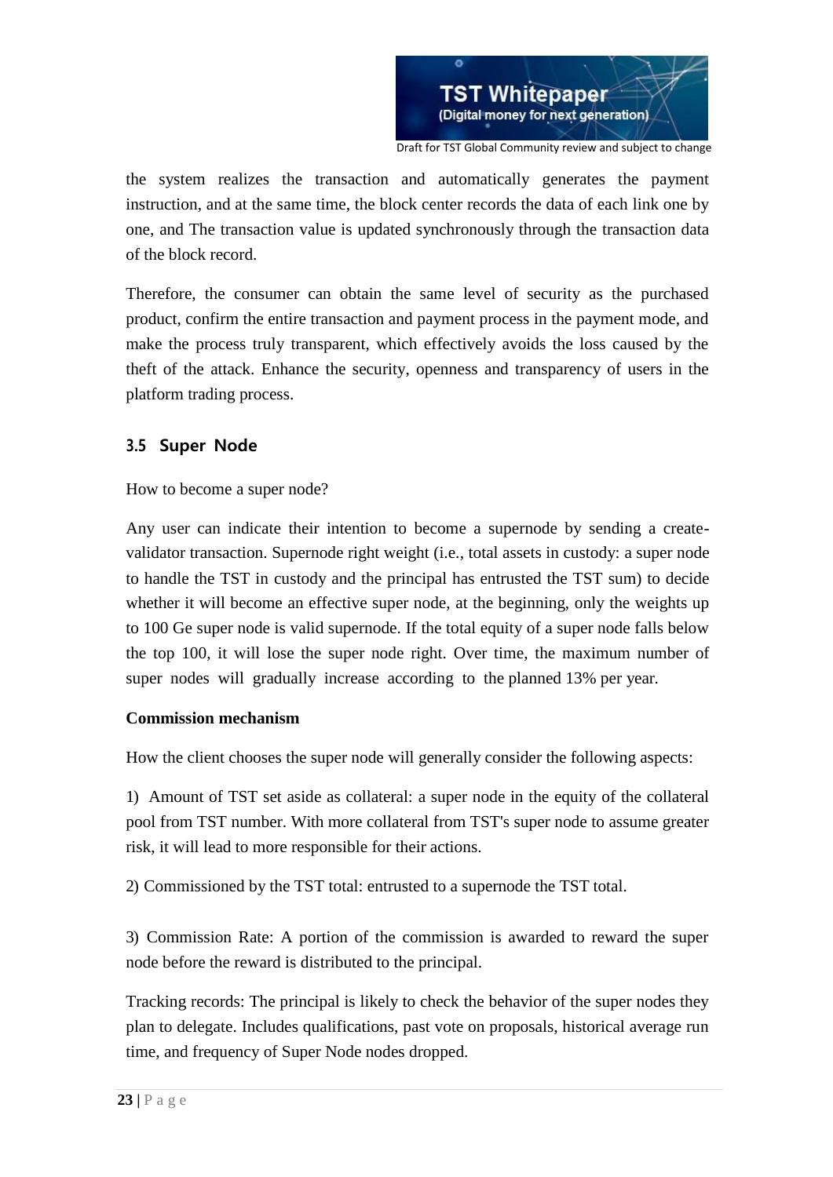the system realizes the transaction and automatically generates the payment instruction, and at the same time, the block center records the data of each link one by one, and The transaction value is updated synchronously through the transaction data of the block record.

Therefore, the consumer can obtain the same level of security as the purchased product, confirm the entire transaction and payment process in the payment mode, and make the process truly transparent, which effectively avoids the loss caused by the theft of the attack. Enhance the security, openness and transparency of users in the platform trading process.

### 3.5 Super Node

How to become a super node?

Any user can indicate their intention to become a supernode by sending a create-validator transaction. Supernode right weight (i.e., total assets in custody: a super node to handle the TST in custody and the principal has entrusted the TST sum) to decide whether it will become an effective super node, at the beginning, only the weights up to 100 Ge super node is valid supernode. If the total equity of a super node falls below the top 100, it will lose the super node right. Over time, the maximum number of super nodes will gradually increase according to the planned 13% per year.

**Commission mechanism**

How the client chooses the super node will generally consider the following aspects:

1) Amount of TST set aside as collateral: a super node in the equity of the collateral pool from TST number. With more collateral from TST's super node to assume greater risk, it will lead to more responsible for their actions.

2) Commissioned by the TST total: entrusted to a supernode the TST total.

3) Commission Rate: A portion of the commission is awarded to reward the super node before the reward is distributed to the principal.

Tracking records: The principal is likely to check the behavior of the super nodes they plan to delegate. Includes qualifications, past vote on proposals, historical average run time, and frequency of Super Node nodes dropped.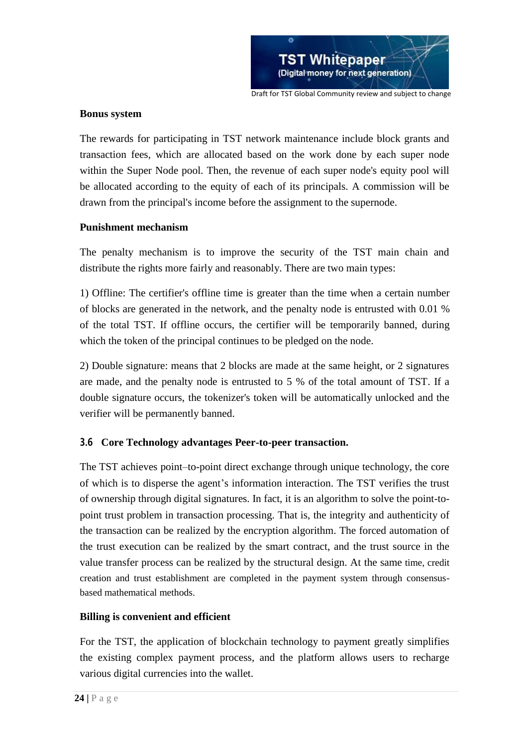**Bonus system**

The rewards for participating in TST network maintenance include block grants and transaction fees, which are allocated based on the work done by each super node within the Super Node pool. Then, the revenue of each super node's equity pool will be allocated according to the equity of each of its principals. A commission will be drawn from the principal's income before the assignment to the supernode.

**Punishment mechanism**

The penalty mechanism is to improve the security of the TST main chain and distribute the rights more fairly and reasonably. There are two main types:

1) Offline: The certifier's offline time is greater than the time when a certain number of blocks are generated in the network, and the penalty node is entrusted with 0.01 % of the total TST. If offline occurs, the certifier will be temporarily banned, during which the token of the principal continues to be pledged on the node.

2) Double signature: means that 2 blocks are made at the same height, or 2 signatures are made, and the penalty node is entrusted to 5 % of the total amount of TST. If a double signature occurs, the tokenizer's token will be automatically unlocked and the verifier will be permanently banned.

### 3.6 Core Technology advantages Peer-to-peer transaction.

The TST achieves point–to-point direct exchange through unique technology, the core of which is to disperse the agent's information interaction. The TST verifies the trust of ownership through digital signatures. In fact, it is an algorithm to solve the point-to-point trust problem in transaction processing. That is, the integrity and authenticity of the transaction can be realized by the encryption algorithm. The forced automation of the trust execution can be realized by the smart contract, and the trust source in the value transfer process can be realized by the structural design. At the same time, credit creation and trust establishment are completed in the payment system through consensus-based mathematical methods.

**Billing is convenient and efficient**

For the TST, the application of blockchain technology to payment greatly simplifies the existing complex payment process, and the platform allows users to recharge various digital currencies into the wallet.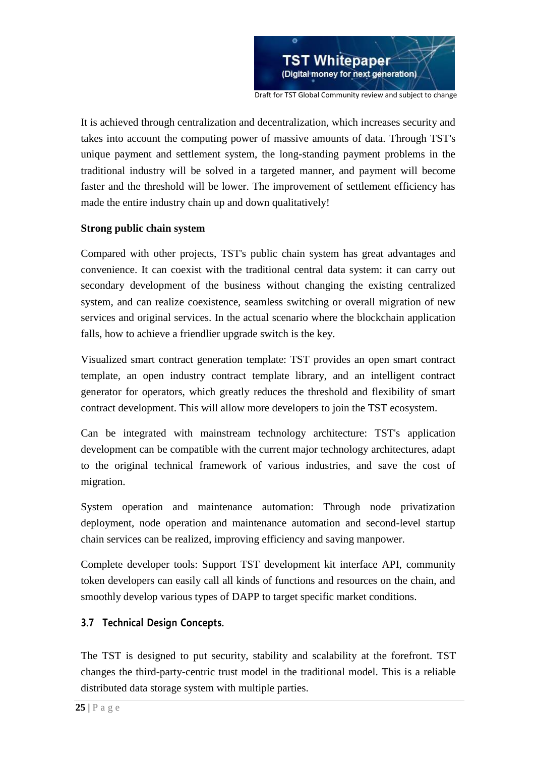It is achieved through centralization and decentralization, which increases security and takes into account the computing power of massive amounts of data. Through TST's unique payment and settlement system, the long-standing payment problems in the traditional industry will be solved in a targeted manner, and payment will become faster and the threshold will be lower. The improvement of settlement efficiency has made the entire industry chain up and down qualitatively!

**Strong public chain system**

Compared with other projects, TST's public chain system has great advantages and convenience. It can coexist with the traditional central data system: it can carry out secondary development of the business without changing the existing centralized system, and can realize coexistence, seamless switching or overall migration of new services and original services. In the actual scenario where the blockchain application falls, how to achieve a friendlier upgrade switch is the key.

Visualized smart contract generation template: TST provides an open smart contract template, an open industry contract template library, and an intelligent contract generator for operators, which greatly reduces the threshold and flexibility of smart contract development. This will allow more developers to join the TST ecosystem.

Can be integrated with mainstream technology architecture: TST's application development can be compatible with the current major technology architectures, adapt to the original technical framework of various industries, and save the cost of migration.

System operation and maintenance automation: Through node privatization deployment, node operation and maintenance automation and second-level startup chain services can be realized, improving efficiency and saving manpower.

Complete developer tools: Support TST development kit interface API, community token developers can easily call all kinds of functions and resources on the chain, and smoothly develop various types of DAPP to target specific market conditions.

### 3.7 Technical Design Concepts.

The TST is designed to put security, stability and scalability at the forefront. TST changes the third-party-centric trust model in the traditional model. This is a reliable distributed data storage system with multiple parties.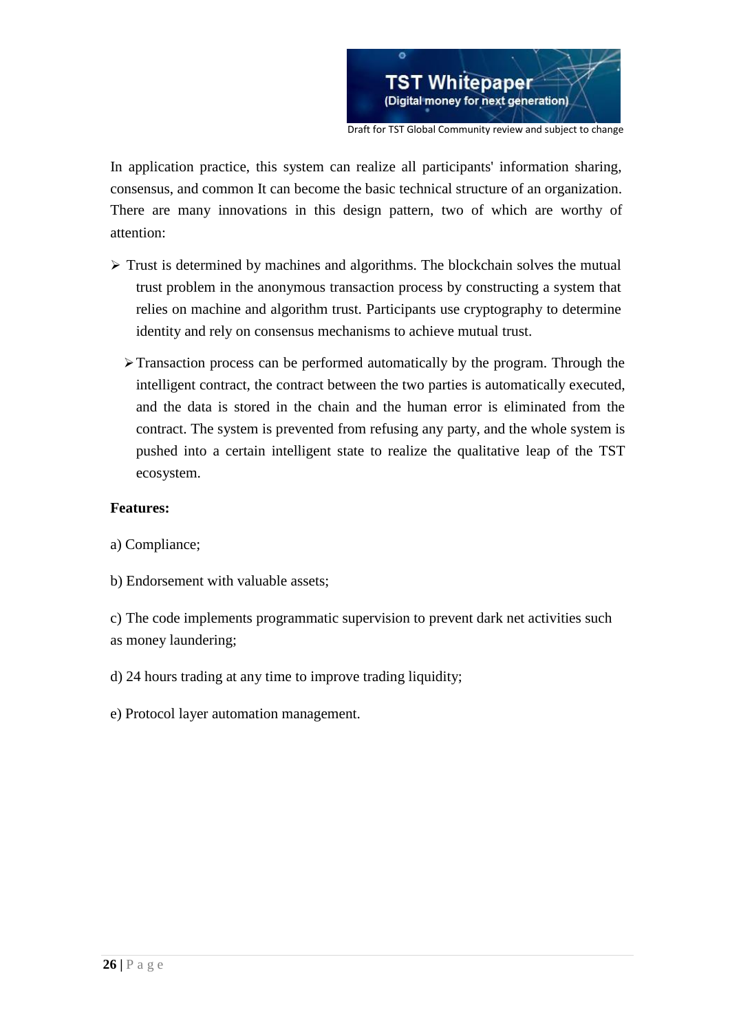In application practice, this system can realize all participants' information sharing, consensus, and common It can become the basic technical structure of an organization. There are many innovations in this design pattern, two of which are worthy of attention:

- Trust is determined by machines and algorithms. The blockchain solves the mutual trust problem in the anonymous transaction process by constructing a system that relies on machine and algorithm trust. Participants use cryptography to determine identity and rely on consensus mechanisms to achieve mutual trust.
- Transaction process can be performed automatically by the program. Through the intelligent contract, the contract between the two parties is automatically executed, and the data is stored in the chain and the human error is eliminated from the contract. The system is prevented from refusing any party, and the whole system is pushed into a certain intelligent state to realize the qualitative leap of the TST ecosystem.

**Features:**

a) Compliance;

b) Endorsement with valuable assets;

c) The code implements programmatic supervision to prevent dark net activities such as money laundering;

d) 24 hours trading at any time to improve trading liquidity;

e) Protocol layer automation management.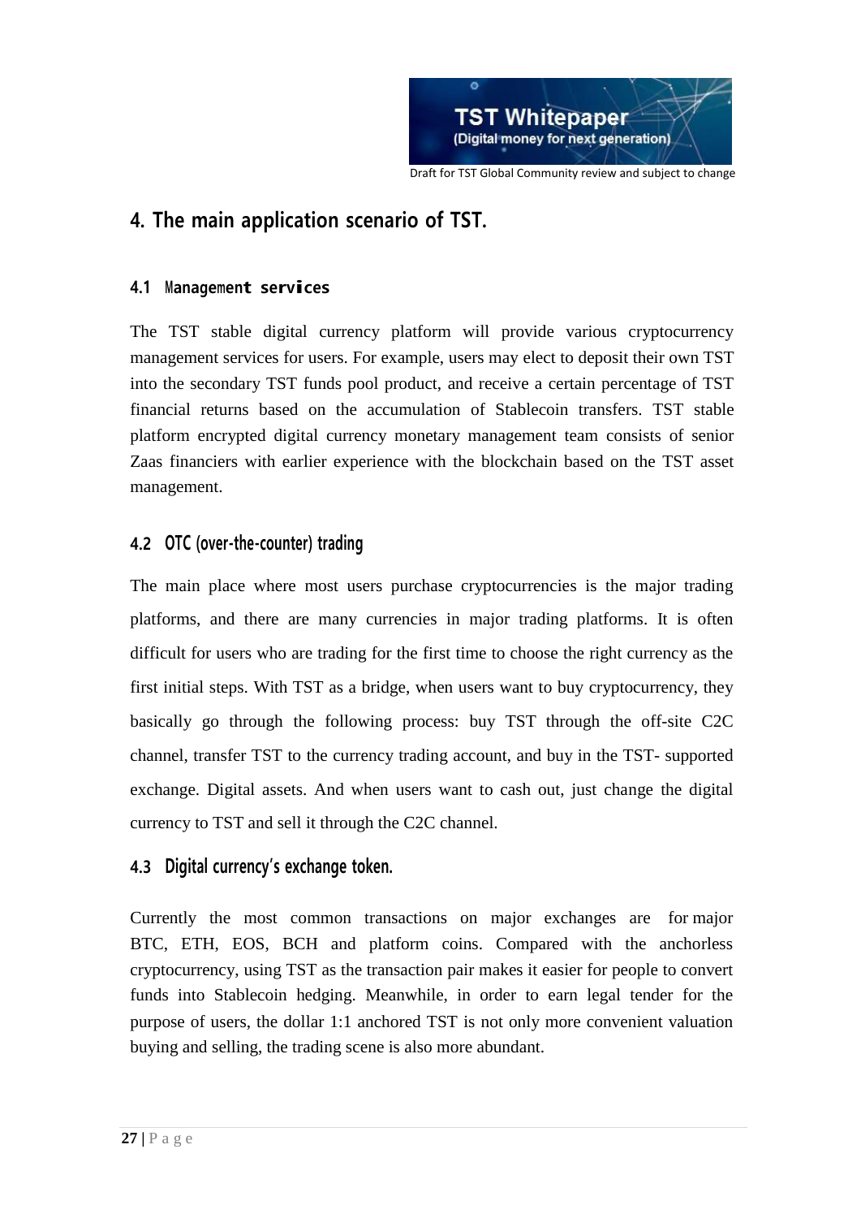## 4. The main application scenario of TST.

### 4.1 Management services

The TST stable digital currency platform will provide various cryptocurrency management services for users. For example, users may elect to deposit their own TST into the secondary TST funds pool product, and receive a certain percentage of TST financial returns based on the accumulation of Stablecoin transfers. TST stable platform encrypted digital currency monetary management team consists of senior Zaas financiers with earlier experience with the blockchain based on the TST asset management.

### 4.2 OTC (over-the-counter) trading

The main place where most users purchase cryptocurrencies is the major trading platforms, and there are many currencies in major trading platforms. It is often difficult for users who are trading for the first time to choose the right currency as the first initial steps. With TST as a bridge, when users want to buy cryptocurrency, they basically go through the following process: buy TST through the off-site C2C channel, transfer TST to the currency trading account, and buy in the TST- supported exchange. Digital assets. And when users want to cash out, just change the digital currency to TST and sell it through the C2C channel.

### 4.3 Digital currency's exchange token.

Currently the most common transactions on major exchanges are for major BTC, ETH, EOS, BCH and platform coins. Compared with the anchorless cryptocurrency, using TST as the transaction pair makes it easier for people to convert funds into Stablecoin hedging. Meanwhile, in order to earn legal tender for the purpose of users, the dollar 1:1 anchored TST is not only more convenient valuation buying and selling, the trading scene is also more abundant.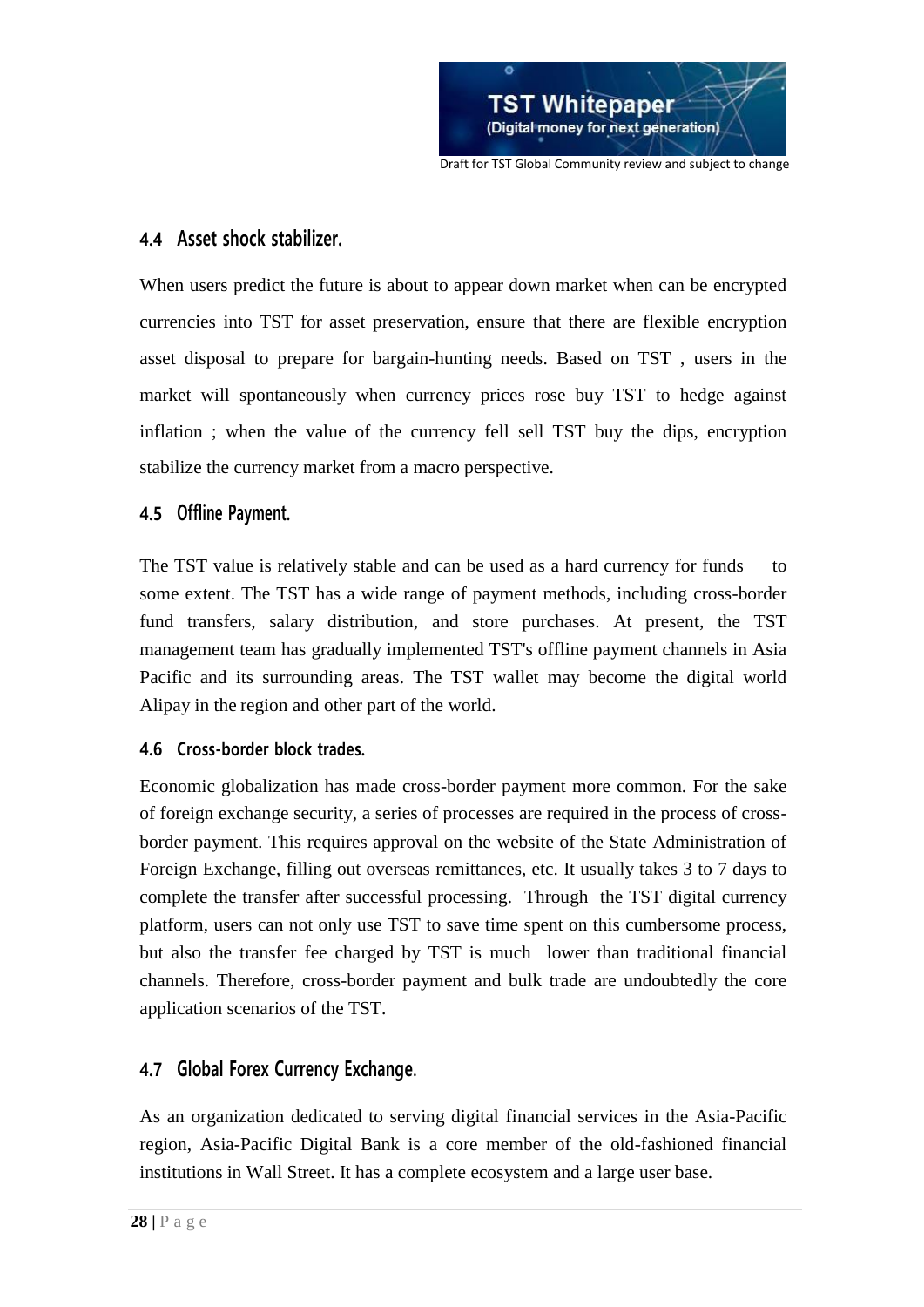## 4.4 Asset shock stabilizer.

When users predict the future is about to appear down market when can be encrypted currencies into TST for asset preservation, ensure that there are flexible encryption asset disposal to prepare for bargain-hunting needs. Based on TST , users in the market will spontaneously when currency prices rose buy TST to hedge against inflation ; when the value of the currency fell sell TST buy the dips, encryption stabilize the currency market from a macro perspective.

## 4.5 Offline Payment.

The TST value is relatively stable and can be used as a hard currency for funds to some extent. The TST has a wide range of payment methods, including cross-border fund transfers, salary distribution, and store purchases. At present, the TST management team has gradually implemented TST's offline payment channels in Asia Pacific and its surrounding areas. The TST wallet may become the digital world Alipay in the region and other part of the world.

## 4.6 Cross-border block trades.

Economic globalization has made cross-border payment more common. For the sake of foreign exchange security, a series of processes are required in the process of cross-border payment. This requires approval on the website of the State Administration of Foreign Exchange, filling out overseas remittances, etc. It usually takes 3 to 7 days to complete the transfer after successful processing. Through the TST digital currency platform, users can not only use TST to save time spent on this cumbersome process, but also the transfer fee charged by TST is much lower than traditional financial channels. Therefore, cross-border payment and bulk trade are undoubtedly the core application scenarios of the TST.

## 4.7 Global Forex Currency Exchange.

As an organization dedicated to serving digital financial services in the Asia-Pacific region, Asia-Pacific Digital Bank is a core member of the old-fashioned financial institutions in Wall Street. It has a complete ecosystem and a large user base.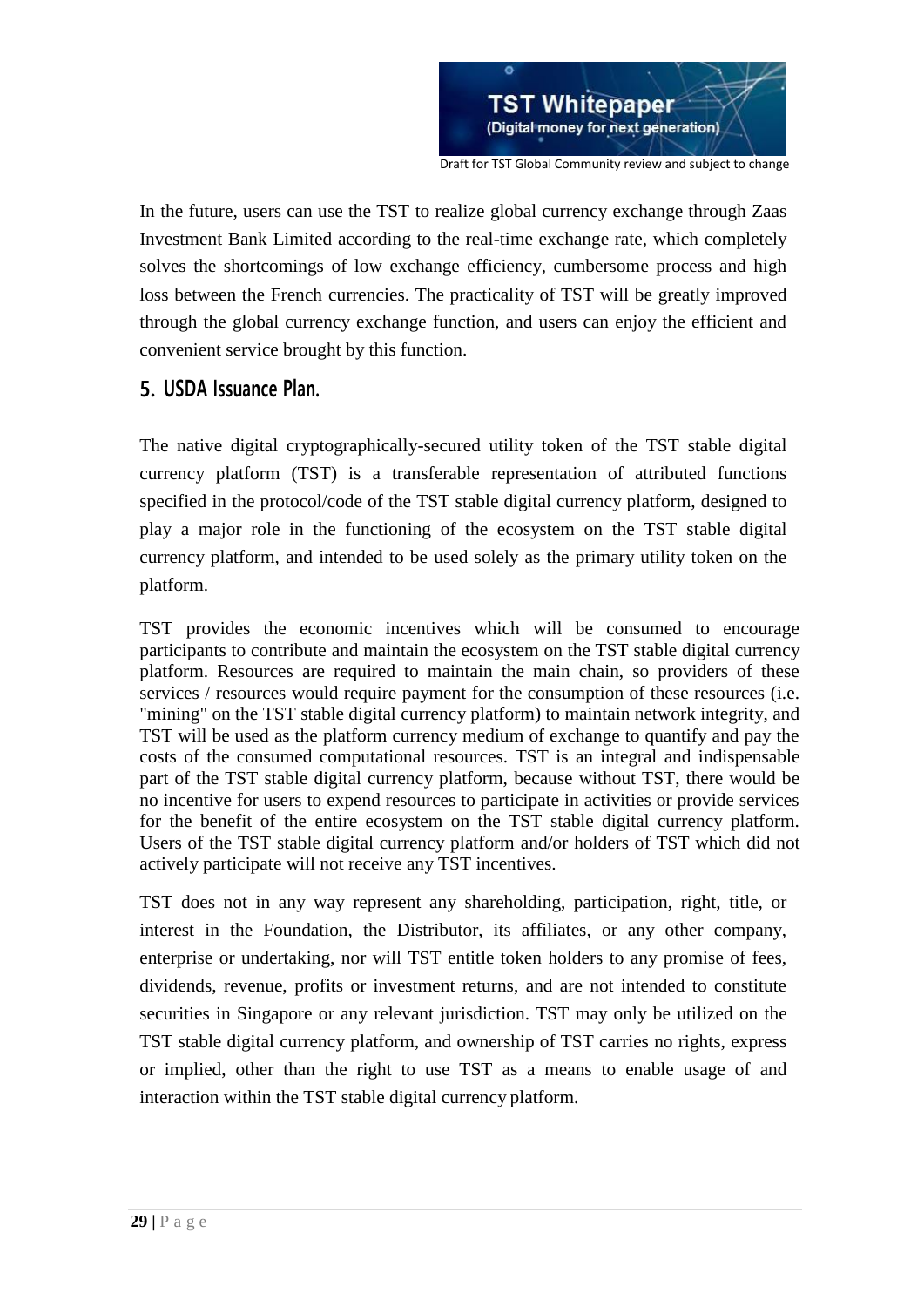In the future, users can use the TST to realize global currency exchange through Zaas Investment Bank Limited according to the real-time exchange rate, which completely solves the shortcomings of low exchange efficiency, cumbersome process and high loss between the French currencies. The practicality of TST will be greatly improved through the global currency exchange function, and users can enjoy the efficient and convenient service brought by this function.

## 5. USDA Issuance Plan.

The native digital cryptographically-secured utility token of the TST stable digital currency platform (TST) is a transferable representation of attributed functions specified in the protocol/code of the TST stable digital currency platform, designed to play a major role in the functioning of the ecosystem on the TST stable digital currency platform, and intended to be used solely as the primary utility token on the platform.

TST provides the economic incentives which will be consumed to encourage participants to contribute and maintain the ecosystem on the TST stable digital currency platform. Resources are required to maintain the main chain, so providers of these services / resources would require payment for the consumption of these resources (i.e. "mining" on the TST stable digital currency platform) to maintain network integrity, and TST will be used as the platform currency medium of exchange to quantify and pay the costs of the consumed computational resources. TST is an integral and indispensable part of the TST stable digital currency platform, because without TST, there would be no incentive for users to expend resources to participate in activities or provide services for the benefit of the entire ecosystem on the TST stable digital currency platform. Users of the TST stable digital currency platform and/or holders of TST which did not actively participate will not receive any TST incentives.

TST does not in any way represent any shareholding, participation, right, title, or interest in the Foundation, the Distributor, its affiliates, or any other company, enterprise or undertaking, nor will TST entitle token holders to any promise of fees, dividends, revenue, profits or investment returns, and are not intended to constitute securities in Singapore or any relevant jurisdiction. TST may only be utilized on the TST stable digital currency platform, and ownership of TST carries no rights, express or implied, other than the right to use TST as a means to enable usage of and interaction within the TST stable digital currency platform.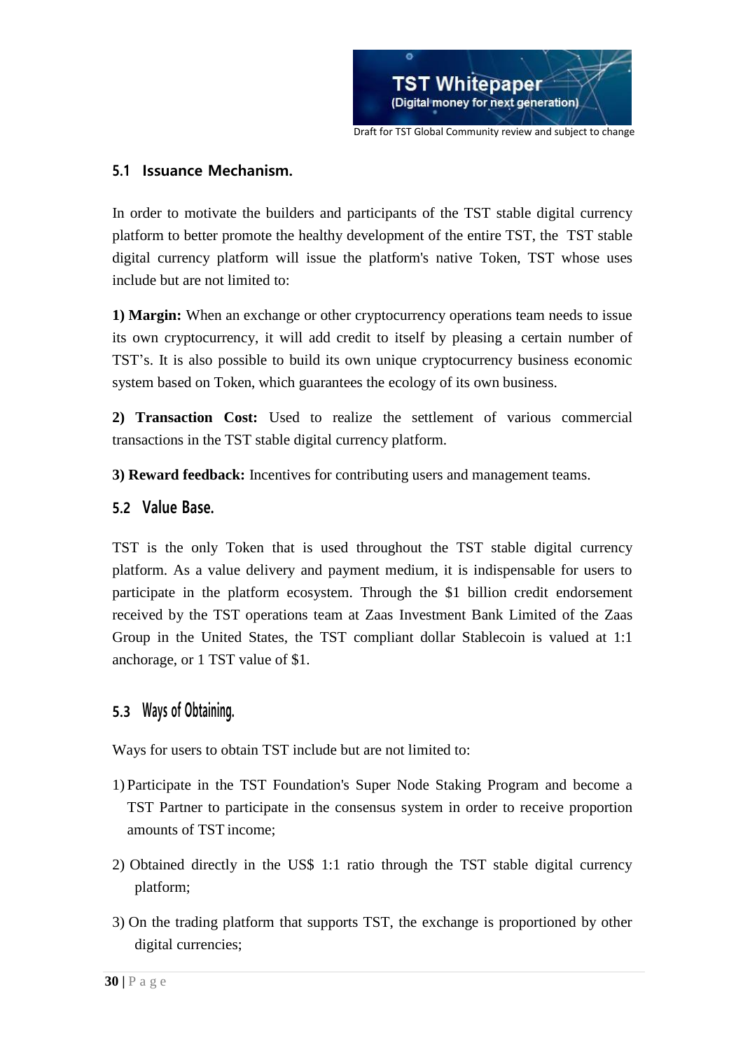### 5.1 Issuance Mechanism.

In order to motivate the builders and participants of the TST stable digital currency platform to better promote the healthy development of the entire TST, the TST stable digital currency platform will issue the platform's native Token, TST whose uses include but are not limited to:

**1) Margin:** When an exchange or other cryptocurrency operations team needs to issue its own cryptocurrency, it will add credit to itself by pleasing a certain number of TST's. It is also possible to build its own unique cryptocurrency business economic system based on Token, which guarantees the ecology of its own business.

**2) Transaction Cost:** Used to realize the settlement of various commercial transactions in the TST stable digital currency platform.

**3) Reward feedback:** Incentives for contributing users and management teams.

### 5.2 Value Base.

TST is the only Token that is used throughout the TST stable digital currency platform. As a value delivery and payment medium, it is indispensable for users to participate in the platform ecosystem. Through the $1 billion credit endorsement received by the TST operations team at Zaas Investment Bank Limited of the Zaas Group in the United States, the TST compliant dollar Stablecoin is valued at 1:1 anchorage, or 1 TST value of $1.

### 5.3 Ways of Obtaining.

Ways for users to obtain TST include but are not limited to:

1) Participate in the TST Foundation's Super Node Staking Program and become a TST Partner to participate in the consensus system in order to receive proportion amounts of TST income;

2) Obtained directly in the US$ 1:1 ratio through the TST stable digital currency platform;

3) On the trading platform that supports TST, the exchange is proportioned by other digital currencies;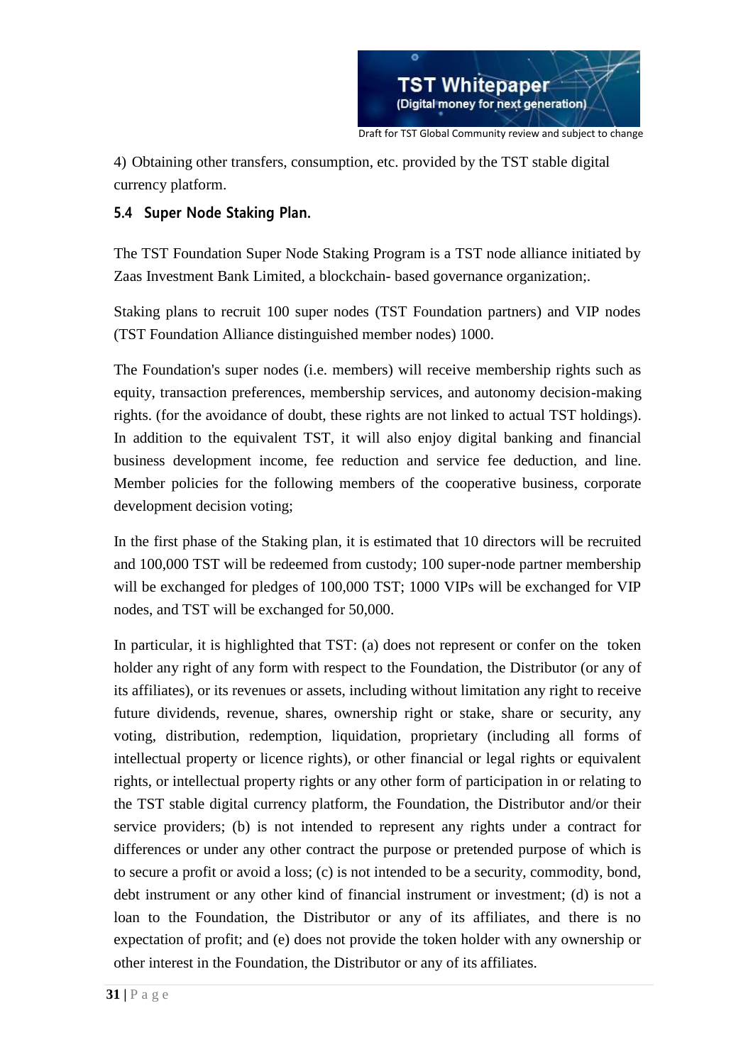4) Obtaining other transfers, consumption, etc. provided by the TST stable digital currency platform.

### 5.4 Super Node Staking Plan.

The TST Foundation Super Node Staking Program is a TST node alliance initiated by Zaas Investment Bank Limited, a blockchain- based governance organization;.

Staking plans to recruit 100 super nodes (TST Foundation partners) and VIP nodes (TST Foundation Alliance distinguished member nodes) 1000.

The Foundation's super nodes (i.e. members) will receive membership rights such as equity, transaction preferences, membership services, and autonomy decision-making rights. (for the avoidance of doubt, these rights are not linked to actual TST holdings). In addition to the equivalent TST, it will also enjoy digital banking and financial business development income, fee reduction and service fee deduction, and line. Member policies for the following members of the cooperative business, corporate development decision voting;

In the first phase of the Staking plan, it is estimated that 10 directors will be recruited and 100,000 TST will be redeemed from custody; 100 super-node partner membership will be exchanged for pledges of 100,000 TST; 1000 VIPs will be exchanged for VIP nodes, and TST will be exchanged for 50,000.

In particular, it is highlighted that TST: (a) does not represent or confer on the token holder any right of any form with respect to the Foundation, the Distributor (or any of its affiliates), or its revenues or assets, including without limitation any right to receive future dividends, revenue, shares, ownership right or stake, share or security, any voting, distribution, redemption, liquidation, proprietary (including all forms of intellectual property or licence rights), or other financial or legal rights or equivalent rights, or intellectual property rights or any other form of participation in or relating to the TST stable digital currency platform, the Foundation, the Distributor and/or their service providers; (b) is not intended to represent any rights under a contract for differences or under any other contract the purpose or pretended purpose of which is to secure a profit or avoid a loss; (c) is not intended to be a security, commodity, bond, debt instrument or any other kind of financial instrument or investment; (d) is not a loan to the Foundation, the Distributor or any of its affiliates, and there is no expectation of profit; and (e) does not provide the token holder with any ownership or other interest in the Foundation, the Distributor or any of its affiliates.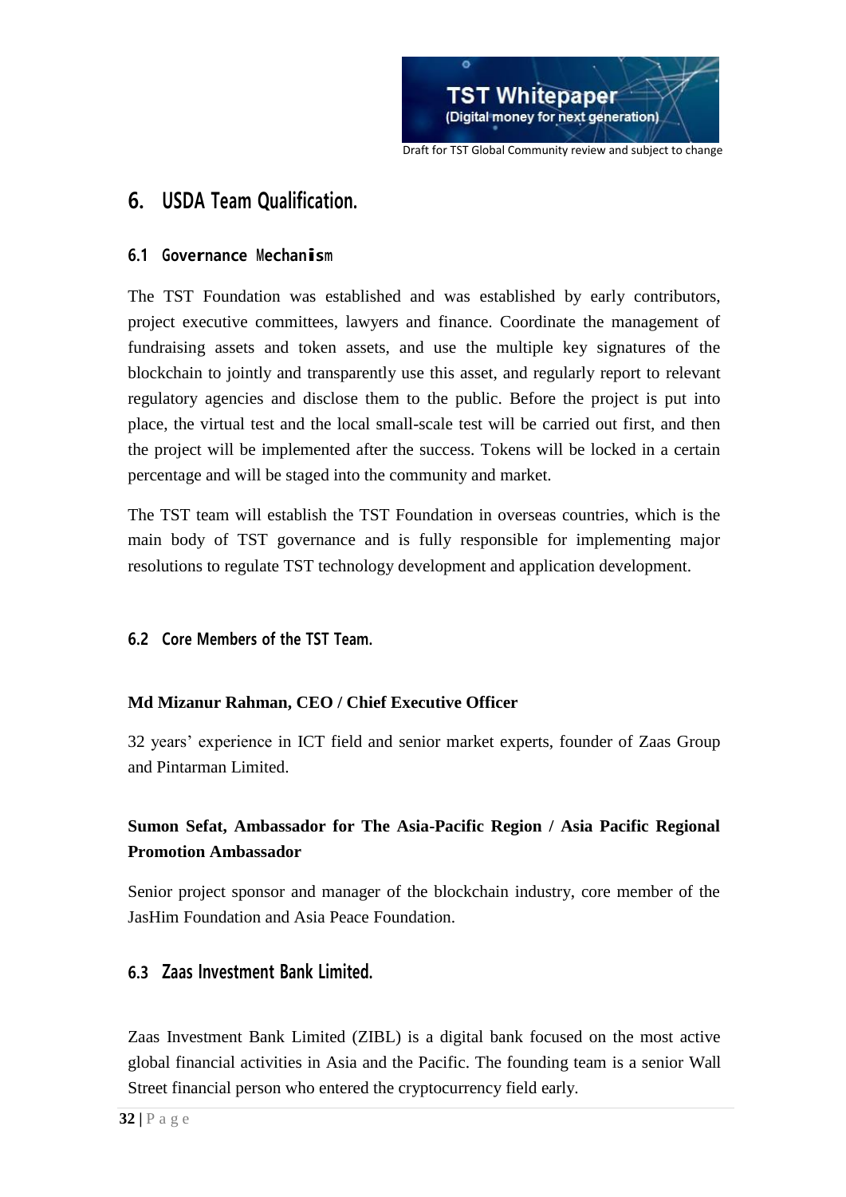## 6. USDA Team Qualification.

### 6.1 Governance Mechanism

The TST Foundation was established and was established by early contributors, project executive committees, lawyers and finance. Coordinate the management of fundraising assets and token assets, and use the multiple key signatures of the blockchain to jointly and transparently use this asset, and regularly report to relevant regulatory agencies and disclose them to the public. Before the project is put into place, the virtual test and the local small-scale test will be carried out first, and then the project will be implemented after the success. Tokens will be locked in a certain percentage and will be staged into the community and market.

The TST team will establish the TST Foundation in overseas countries, which is the main body of TST governance and is fully responsible for implementing major resolutions to regulate TST technology development and application development.

### 6.2 Core Members of the TST Team.

**Md Mizanur Rahman, CEO / Chief Executive Officer**

32 years' experience in ICT field and senior market experts, founder of Zaas Group and Pintarman Limited.

**Sumon Sefat, Ambassador for The Asia-Pacific Region / Asia Pacific Regional Promotion Ambassador**

Senior project sponsor and manager of the blockchain industry, core member of the JasHim Foundation and Asia Peace Foundation.

### 6.3 Zaas Investment Bank Limited.

Zaas Investment Bank Limited (ZIBL) is a digital bank focused on the most active global financial activities in Asia and the Pacific. The founding team is a senior Wall Street financial person who entered the cryptocurrency field early.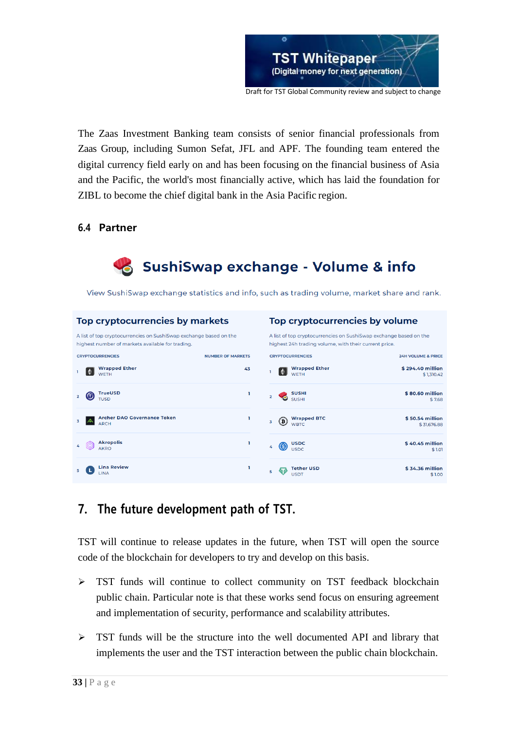The Zaas Investment Banking team consists of senior financial professionals from Zaas Group, including Sumon Sefat, JFL and APF. The founding team entered the digital currency field early on and has been focusing on the financial business of Asia and the Pacific, the world's most financially active, which has laid the foundation for ZIBL to become the chief digital bank in the Asia Pacific region.

### 6.4 Partner

## SushiSwap exchange - Volume & info

View SushiSwap exchange statistics and info, such as trading volume, market share and rank.

**Top cryptocurrencies by markets**

A list of top cryptocurrencies on SushiSwap exchange based on the highest number of markets available for trading.

| | CRYPTOCURRENCIES | NUMBER OF MARKETS |
|---|---|---|
| 1 | Wrapped Ether WETH | 43 |
| 2 | TrueUSD TUSD | 1 |
| 3 | Archer DAO Governance Token ARCH | 1 |
| 4 | Akropolis AKRO | 1 |
| 5 | Lina Review LINA | 1 |

**Top cryptocurrencies by volume**

A list of top cryptocurrencies on SushiSwap exchange based on the highest 24h trading volume, with their current price.

| | CRYPTOCURRENCIES | 24H VOLUME & PRICE |
|---|---|---|
| 1 | Wrapped Ether WETH | $ 294.40 million $ 1,310.42 |
| 2 | SUSHI SUSHI | $ 80.60 million $ 7.68 |
| 3 | Wrapped BTC WBTC | $ 50.54 million $ 31,676.88 |
| 4 | USDC USDC | $ 40.45 million $ 1.01 |
| 5 | Tether USD USDT | $ 34.36 million $ 1.00 |

# 7. The future development path of TST.

TST will continue to release updates in the future, when TST will open the source code of the blockchain for developers to try and develop on this basis.

- TST funds will continue to collect community on TST feedback blockchain public chain. Particular note is that these works send focus on ensuring agreement and implementation of security, performance and scalability attributes.
- TST funds will be the structure into the well documented API and library that implements the user and the TST interaction between the public chain blockchain.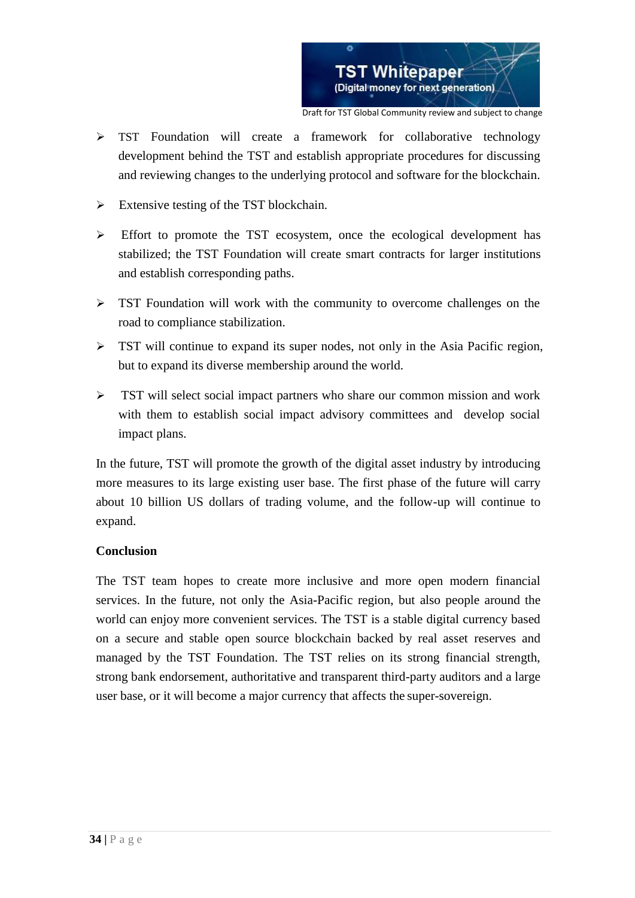- TST Foundation will create a framework for collaborative technology development behind the TST and establish appropriate procedures for discussing and reviewing changes to the underlying protocol and software for the blockchain.
- Extensive testing of the TST blockchain.
- Effort to promote the TST ecosystem, once the ecological development has stabilized; the TST Foundation will create smart contracts for larger institutions and establish corresponding paths.
- TST Foundation will work with the community to overcome challenges on the road to compliance stabilization.
- TST will continue to expand its super nodes, not only in the Asia Pacific region, but to expand its diverse membership around the world.
- TST will select social impact partners who share our common mission and work with them to establish social impact advisory committees and develop social impact plans.

In the future, TST will promote the growth of the digital asset industry by introducing more measures to its large existing user base. The first phase of the future will carry about 10 billion US dollars of trading volume, and the follow-up will continue to expand.

**Conclusion**

The TST team hopes to create more inclusive and more open modern financial services. In the future, not only the Asia-Pacific region, but also people around the world can enjoy more convenient services. The TST is a stable digital currency based on a secure and stable open source blockchain backed by real asset reserves and managed by the TST Foundation. The TST relies on its strong financial strength, strong bank endorsement, authoritative and transparent third-party auditors and a large user base, or it will become a major currency that affects the super-sovereign.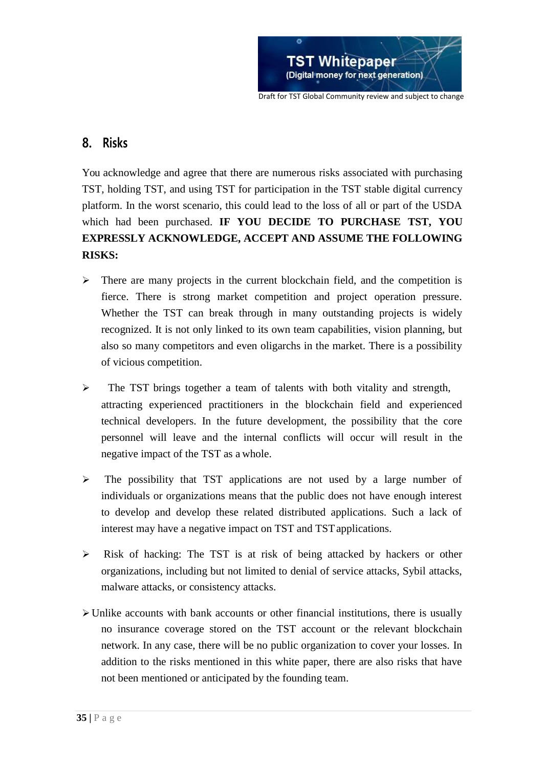## 8. Risks

You acknowledge and agree that there are numerous risks associated with purchasing TST, holding TST, and using TST for participation in the TST stable digital currency platform. In the worst scenario, this could lead to the loss of all or part of the USDA which had been purchased. **IF YOU DECIDE TO PURCHASE TST, YOU EXPRESSLY ACKNOWLEDGE, ACCEPT AND ASSUME THE FOLLOWING RISKS:**

- There are many projects in the current blockchain field, and the competition is fierce. There is strong market competition and project operation pressure. Whether the TST can break through in many outstanding projects is widely recognized. It is not only linked to its own team capabilities, vision planning, but also so many competitors and even oligarchs in the market. There is a possibility of vicious competition.

- The TST brings together a team of talents with both vitality and strength, attracting experienced practitioners in the blockchain field and experienced technical developers. In the future development, the possibility that the core personnel will leave and the internal conflicts will occur will result in the negative impact of the TST as a whole.

- The possibility that TST applications are not used by a large number of individuals or organizations means that the public does not have enough interest to develop and develop these related distributed applications. Such a lack of interest may have a negative impact on TST and TST applications.

- Risk of hacking: The TST is at risk of being attacked by hackers or other organizations, including but not limited to denial of service attacks, Sybil attacks, malware attacks, or consistency attacks.

- Unlike accounts with bank accounts or other financial institutions, there is usually no insurance coverage stored on the TST account or the relevant blockchain network. In any case, there will be no public organization to cover your losses. In addition to the risks mentioned in this white paper, there are also risks that have not been mentioned or anticipated by the founding team.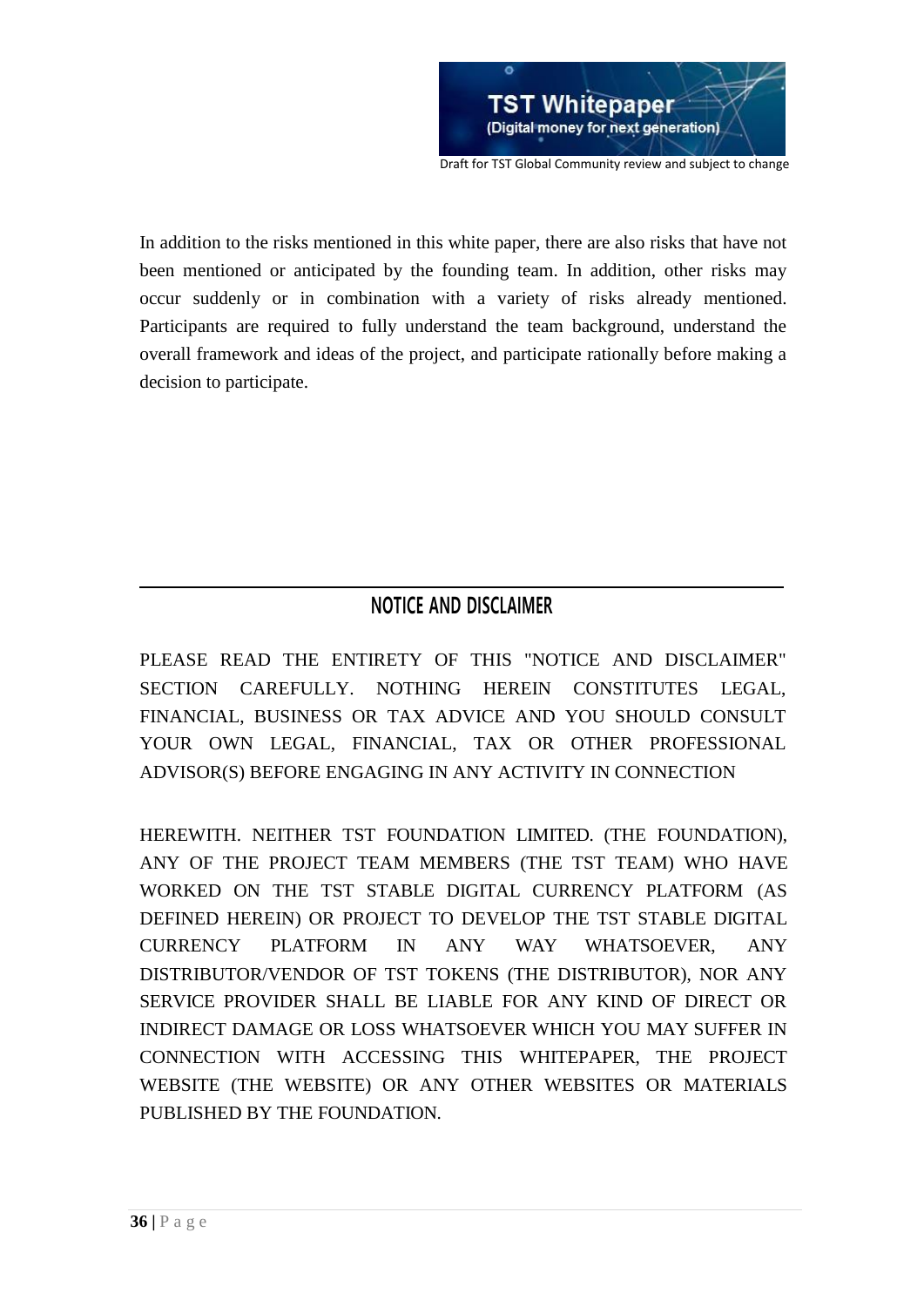In addition to the risks mentioned in this white paper, there are also risks that have not been mentioned or anticipated by the founding team. In addition, other risks may occur suddenly or in combination with a variety of risks already mentioned. Participants are required to fully understand the team background, understand the overall framework and ideas of the project, and participate rationally before making a decision to participate.

## NOTICE AND DISCLAIMER

PLEASE READ THE ENTIRETY OF THIS "NOTICE AND DISCLAIMER" SECTION CAREFULLY. NOTHING HEREIN CONSTITUTES LEGAL, FINANCIAL, BUSINESS OR TAX ADVICE AND YOU SHOULD CONSULT YOUR OWN LEGAL, FINANCIAL, TAX OR OTHER PROFESSIONAL ADVISOR(S) BEFORE ENGAGING IN ANY ACTIVITY IN CONNECTION

HEREWITH. NEITHER TST FOUNDATION LIMITED. (THE FOUNDATION), ANY OF THE PROJECT TEAM MEMBERS (THE TST TEAM) WHO HAVE WORKED ON THE TST STABLE DIGITAL CURRENCY PLATFORM (AS DEFINED HEREIN) OR PROJECT TO DEVELOP THE TST STABLE DIGITAL CURRENCY PLATFORM IN ANY WAY WHATSOEVER, ANY DISTRIBUTOR/VENDOR OF TST TOKENS (THE DISTRIBUTOR), NOR ANY SERVICE PROVIDER SHALL BE LIABLE FOR ANY KIND OF DIRECT OR INDIRECT DAMAGE OR LOSS WHATSOEVER WHICH YOU MAY SUFFER IN CONNECTION WITH ACCESSING THIS WHITEPAPER, THE PROJECT WEBSITE (THE WEBSITE) OR ANY OTHER WEBSITES OR MATERIALS PUBLISHED BY THE FOUNDATION.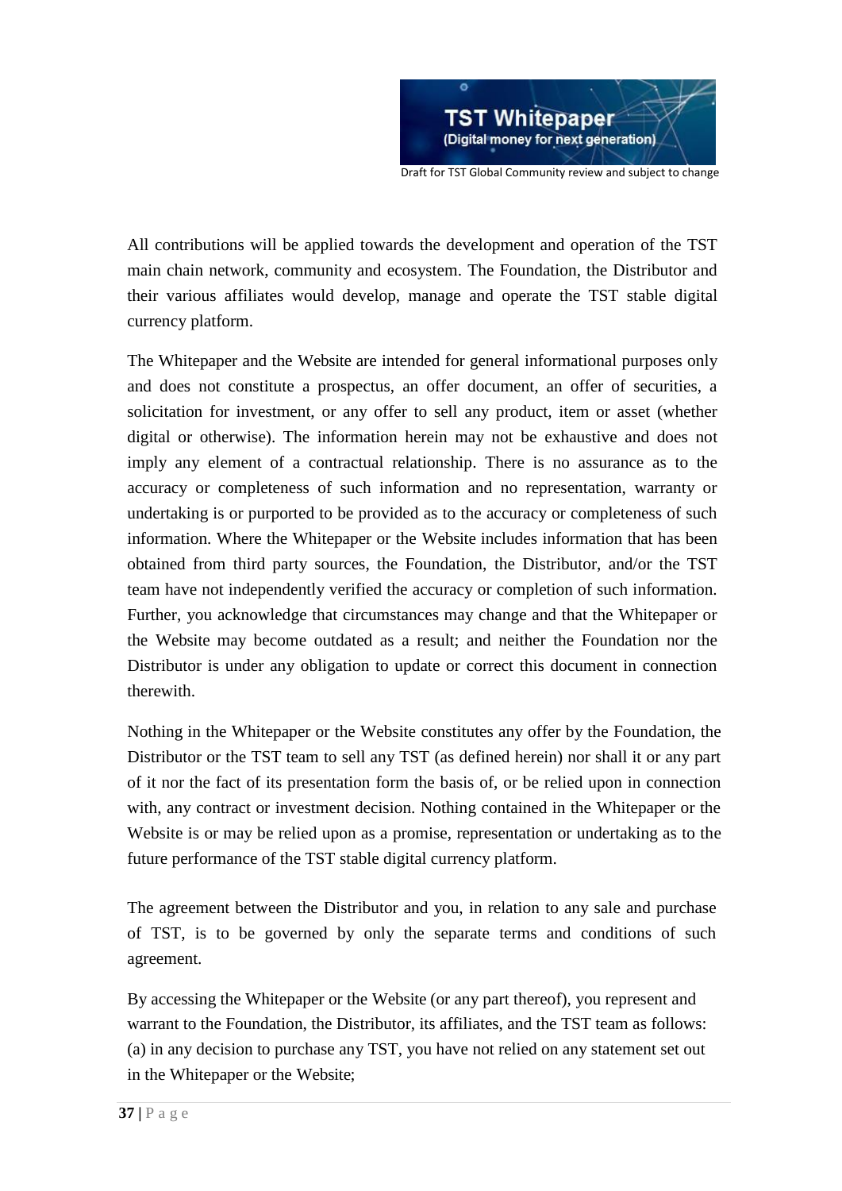All contributions will be applied towards the development and operation of the TST main chain network, community and ecosystem. The Foundation, the Distributor and their various affiliates would develop, manage and operate the TST stable digital currency platform.

The Whitepaper and the Website are intended for general informational purposes only and does not constitute a prospectus, an offer document, an offer of securities, a solicitation for investment, or any offer to sell any product, item or asset (whether digital or otherwise). The information herein may not be exhaustive and does not imply any element of a contractual relationship. There is no assurance as to the accuracy or completeness of such information and no representation, warranty or undertaking is or purported to be provided as to the accuracy or completeness of such information. Where the Whitepaper or the Website includes information that has been obtained from third party sources, the Foundation, the Distributor, and/or the TST team have not independently verified the accuracy or completion of such information. Further, you acknowledge that circumstances may change and that the Whitepaper or the Website may become outdated as a result; and neither the Foundation nor the Distributor is under any obligation to update or correct this document in connection therewith.

Nothing in the Whitepaper or the Website constitutes any offer by the Foundation, the Distributor or the TST team to sell any TST (as defined herein) nor shall it or any part of it nor the fact of its presentation form the basis of, or be relied upon in connection with, any contract or investment decision. Nothing contained in the Whitepaper or the Website is or may be relied upon as a promise, representation or undertaking as to the future performance of the TST stable digital currency platform.

The agreement between the Distributor and you, in relation to any sale and purchase of TST, is to be governed by only the separate terms and conditions of such agreement.

By accessing the Whitepaper or the Website (or any part thereof), you represent and warrant to the Foundation, the Distributor, its affiliates, and the TST team as follows:
(a) in any decision to purchase any TST, you have not relied on any statement set out in the Whitepaper or the Website;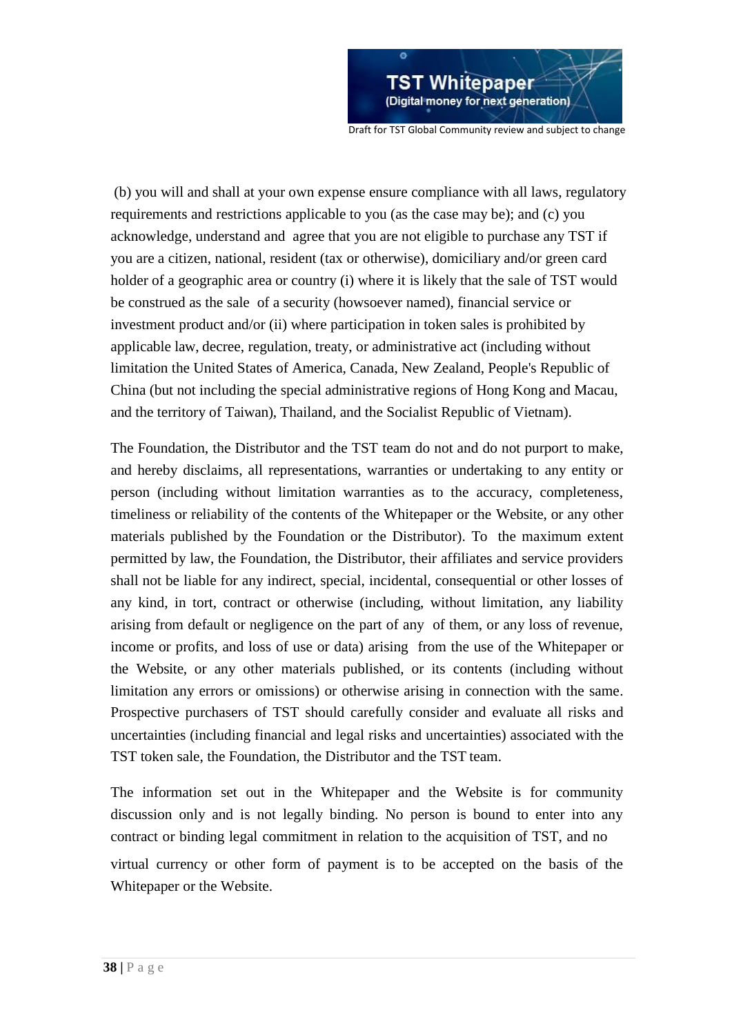(b) you will and shall at your own expense ensure compliance with all laws, regulatory requirements and restrictions applicable to you (as the case may be); and (c) you acknowledge, understand and agree that you are not eligible to purchase any TST if you are a citizen, national, resident (tax or otherwise), domiciliary and/or green card holder of a geographic area or country (i) where it is likely that the sale of TST would be construed as the sale of a security (howsoever named), financial service or investment product and/or (ii) where participation in token sales is prohibited by applicable law, decree, regulation, treaty, or administrative act (including without limitation the United States of America, Canada, New Zealand, People's Republic of China (but not including the special administrative regions of Hong Kong and Macau, and the territory of Taiwan), Thailand, and the Socialist Republic of Vietnam).

The Foundation, the Distributor and the TST team do not and do not purport to make, and hereby disclaims, all representations, warranties or undertaking to any entity or person (including without limitation warranties as to the accuracy, completeness, timeliness or reliability of the contents of the Whitepaper or the Website, or any other materials published by the Foundation or the Distributor). To the maximum extent permitted by law, the Foundation, the Distributor, their affiliates and service providers shall not be liable for any indirect, special, incidental, consequential or other losses of any kind, in tort, contract or otherwise (including, without limitation, any liability arising from default or negligence on the part of any of them, or any loss of revenue, income or profits, and loss of use or data) arising from the use of the Whitepaper or the Website, or any other materials published, or its contents (including without limitation any errors or omissions) or otherwise arising in connection with the same. Prospective purchasers of TST should carefully consider and evaluate all risks and uncertainties (including financial and legal risks and uncertainties) associated with the TST token sale, the Foundation, the Distributor and the TST team.

The information set out in the Whitepaper and the Website is for community discussion only and is not legally binding. No person is bound to enter into any contract or binding legal commitment in relation to the acquisition of TST, and no virtual currency or other form of payment is to be accepted on the basis of the Whitepaper or the Website.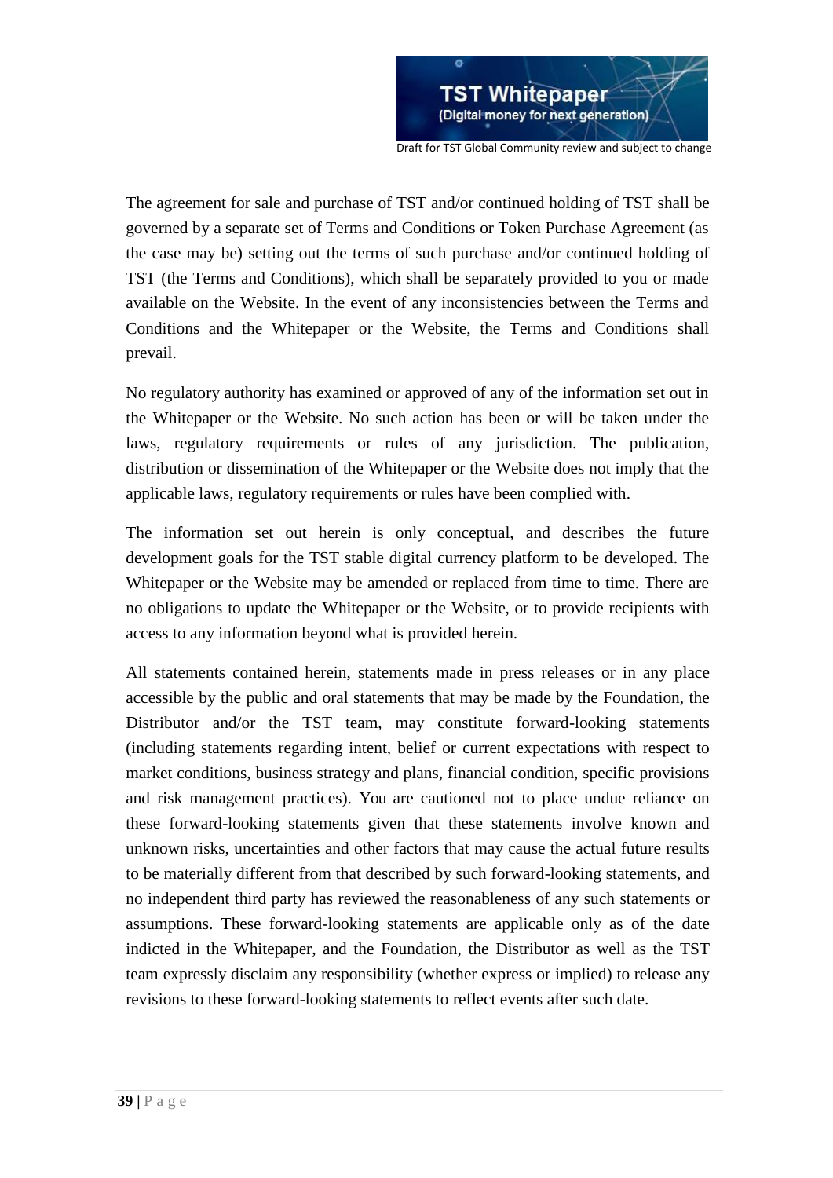The agreement for sale and purchase of TST and/or continued holding of TST shall be governed by a separate set of Terms and Conditions or Token Purchase Agreement (as the case may be) setting out the terms of such purchase and/or continued holding of TST (the Terms and Conditions), which shall be separately provided to you or made available on the Website. In the event of any inconsistencies between the Terms and Conditions and the Whitepaper or the Website, the Terms and Conditions shall prevail.

No regulatory authority has examined or approved of any of the information set out in the Whitepaper or the Website. No such action has been or will be taken under the laws, regulatory requirements or rules of any jurisdiction. The publication, distribution or dissemination of the Whitepaper or the Website does not imply that the applicable laws, regulatory requirements or rules have been complied with.

The information set out herein is only conceptual, and describes the future development goals for the TST stable digital currency platform to be developed. The Whitepaper or the Website may be amended or replaced from time to time. There are no obligations to update the Whitepaper or the Website, or to provide recipients with access to any information beyond what is provided herein.

All statements contained herein, statements made in press releases or in any place accessible by the public and oral statements that may be made by the Foundation, the Distributor and/or the TST team, may constitute forward-looking statements (including statements regarding intent, belief or current expectations with respect to market conditions, business strategy and plans, financial condition, specific provisions and risk management practices). You are cautioned not to place undue reliance on these forward-looking statements given that these statements involve known and unknown risks, uncertainties and other factors that may cause the actual future results to be materially different from that described by such forward-looking statements, and no independent third party has reviewed the reasonableness of any such statements or assumptions. These forward-looking statements are applicable only as of the date indicted in the Whitepaper, and the Foundation, the Distributor as well as the TST team expressly disclaim any responsibility (whether express or implied) to release any revisions to these forward-looking statements to reflect events after such date.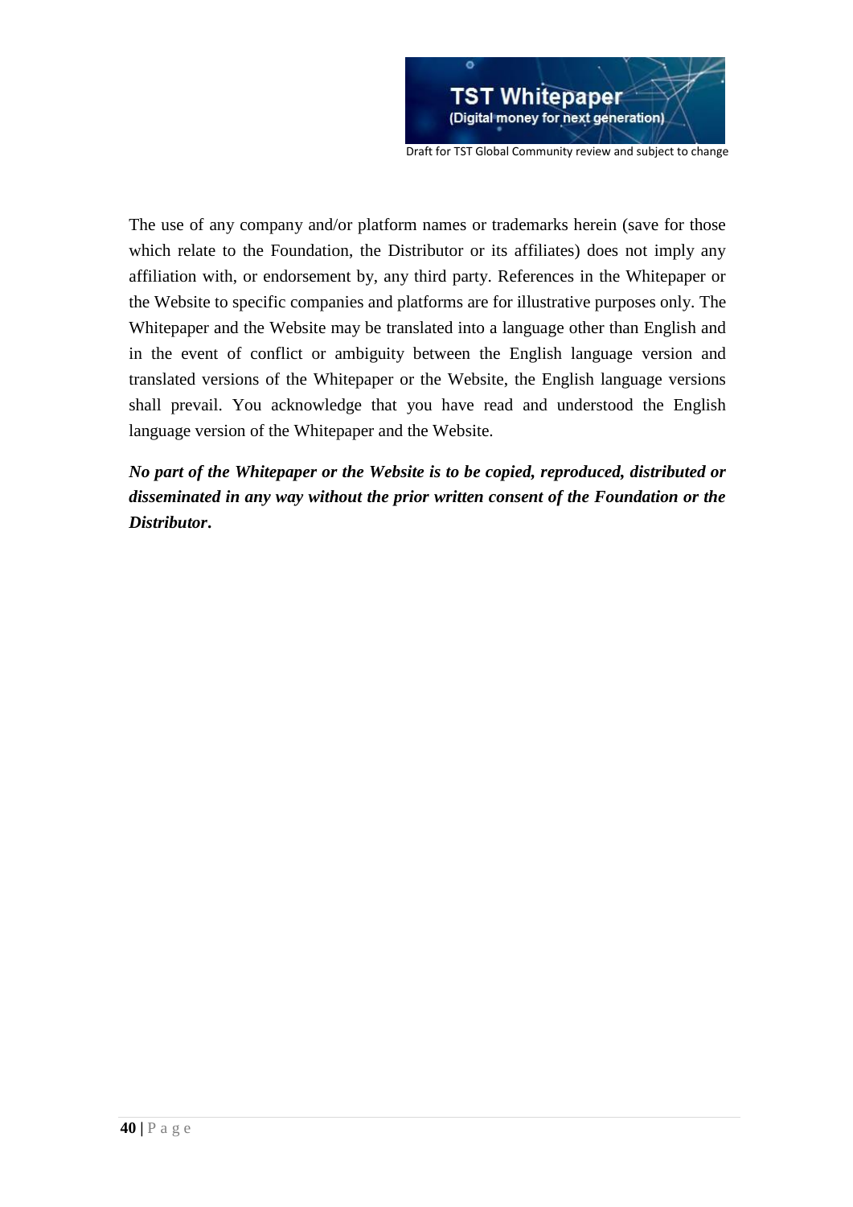The use of any company and/or platform names or trademarks herein (save for those which relate to the Foundation, the Distributor or its affiliates) does not imply any affiliation with, or endorsement by, any third party. References in the Whitepaper or the Website to specific companies and platforms are for illustrative purposes only. The Whitepaper and the Website may be translated into a language other than English and in the event of conflict or ambiguity between the English language version and translated versions of the Whitepaper or the Website, the English language versions shall prevail. You acknowledge that you have read and understood the English language version of the Whitepaper and the Website.

***No part of the Whitepaper or the Website is to be copied, reproduced, distributed or disseminated in any way without the prior written consent of the Foundation or the Distributor.***